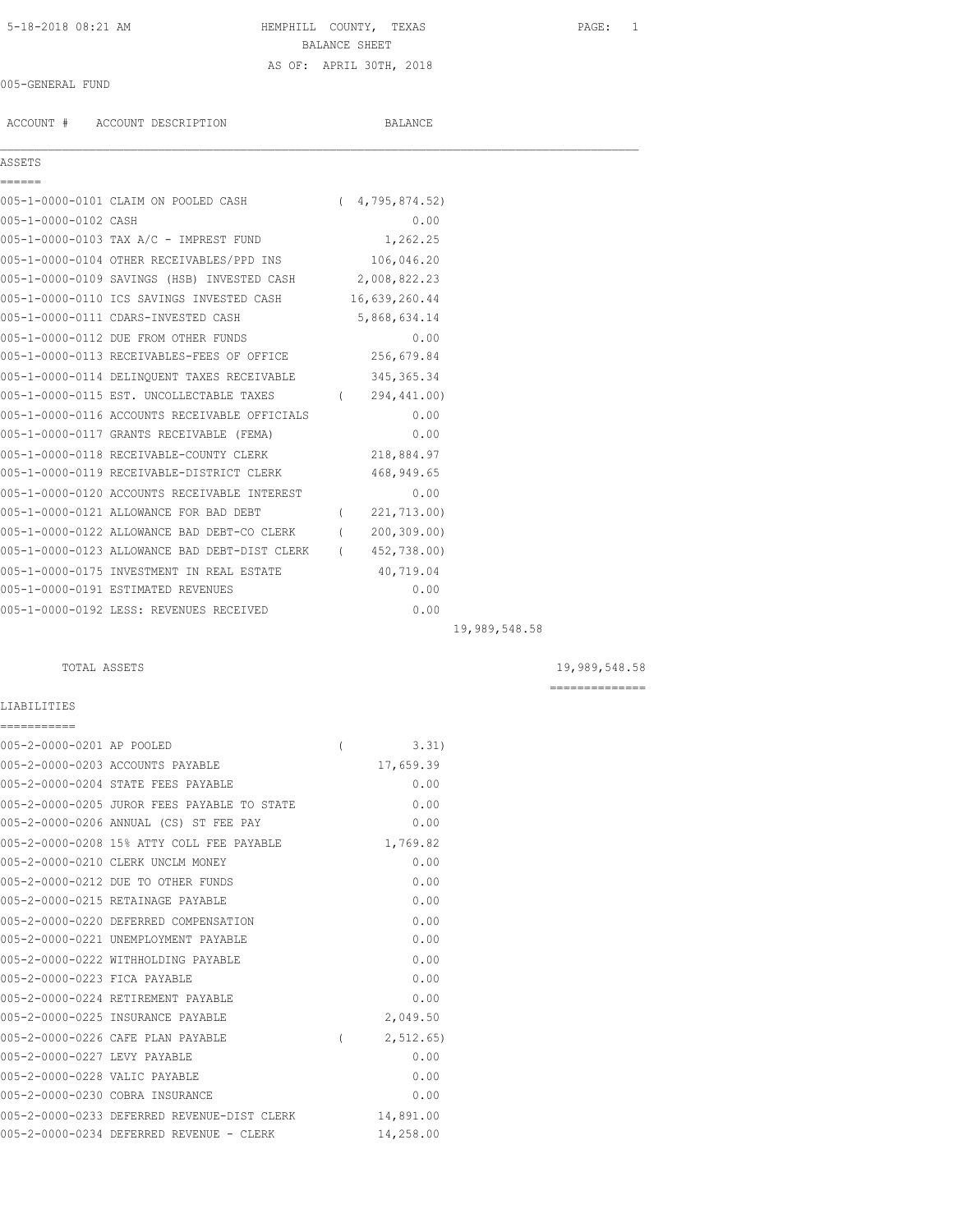5-18-2018 08:21 AM HEMPHILL COUNTY, TEXAS PAGE: 1

BALANCE SHEET

AS OF: APRIL 30TH, 2018

005-GENERAL FUND

| ACCOUNT # | ACCOUNT DESCRIPTION | BALANCE | | |
|---|---|---|---|---|
| **ASSETS** | | | | |
| 005-1-0000-0101 | CLAIM ON POOLED CASH | ( 4,795,874.52) | | |
| 005-1-0000-0102 | CASH | 0.00 | | |
| 005-1-0000-0103 | TAX A/C - IMPREST FUND | 1,262.25 | | |
| 005-1-0000-0104 | OTHER RECEIVABLES/PPD INS | 106,046.20 | | |
| 005-1-0000-0109 | SAVINGS (HSB) INVESTED CASH | 2,008,822.23 | | |
| 005-1-0000-0110 | ICS SAVINGS INVESTED CASH | 16,639,260.44 | | |
| 005-1-0000-0111 | CDARS-INVESTED CASH | 5,868,634.14 | | |
| 005-1-0000-0112 | DUE FROM OTHER FUNDS | 0.00 | | |
| 005-1-0000-0113 | RECEIVABLES-FEES OF OFFICE | 256,679.84 | | |
| 005-1-0000-0114 | DELINQUENT TAXES RECEIVABLE | 345,365.34 | | |
| 005-1-0000-0115 | EST. UNCOLLECTABLE TAXES | ( 294,441.00) | | |
| 005-1-0000-0116 | ACCOUNTS RECEIVABLE OFFICIALS | 0.00 | | |
| 005-1-0000-0117 | GRANTS RECEIVABLE (FEMA) | 0.00 | | |
| 005-1-0000-0118 | RECEIVABLE-COUNTY CLERK | 218,884.97 | | |
| 005-1-0000-0119 | RECEIVABLE-DISTRICT CLERK | 468,949.65 | | |
| 005-1-0000-0120 | ACCOUNTS RECEIVABLE INTEREST | 0.00 | | |
| 005-1-0000-0121 | ALLOWANCE FOR BAD DEBT | ( 221,713.00) | | |
| 005-1-0000-0122 | ALLOWANCE BAD DEBT-CO CLERK | ( 200,309.00) | | |
| 005-1-0000-0123 | ALLOWANCE BAD DEBT-DIST CLERK | ( 452,738.00) | | |
| 005-1-0000-0175 | INVESTMENT IN REAL ESTATE | 40,719.04 | | |
| 005-1-0000-0191 | ESTIMATED REVENUES | 0.00 | | |
| 005-1-0000-0192 | LESS: REVENUES RECEIVED | 0.00 | | |
| | | | 19,989,548.58 | |
| | TOTAL ASSETS | | | 19,989,548.58 |
| **LIABILITIES** | | | | |
| 005-2-0000-0201 | AP POOLED | ( 3.31) | | |
| 005-2-0000-0203 | ACCOUNTS PAYABLE | 17,659.39 | | |
| 005-2-0000-0204 | STATE FEES PAYABLE | 0.00 | | |
| 005-2-0000-0205 | JUROR FEES PAYABLE TO STATE | 0.00 | | |
| 005-2-0000-0206 | ANNUAL (CS) ST FEE PAY | 0.00 | | |
| 005-2-0000-0208 | 15% ATTY COLL FEE PAYABLE | 1,769.82 | | |
| 005-2-0000-0210 | CLERK UNCLM MONEY | 0.00 | | |
| 005-2-0000-0212 | DUE TO OTHER FUNDS | 0.00 | | |
| 005-2-0000-0215 | RETAINAGE PAYABLE | 0.00 | | |
| 005-2-0000-0220 | DEFERRED COMPENSATION | 0.00 | | |
| 005-2-0000-0221 | UNEMPLOYMENT PAYABLE | 0.00 | | |
| 005-2-0000-0222 | WITHHOLDING PAYABLE | 0.00 | | |
| 005-2-0000-0223 | FICA PAYABLE | 0.00 | | |
| 005-2-0000-0224 | RETIREMENT PAYABLE | 0.00 | | |
| 005-2-0000-0225 | INSURANCE PAYABLE | 2,049.50 | | |
| 005-2-0000-0226 | CAFE PLAN PAYABLE | ( 2,512.65) | | |
| 005-2-0000-0227 | LEVY PAYABLE | 0.00 | | |
| 005-2-0000-0228 | VALIC PAYABLE | 0.00 | | |
| 005-2-0000-0230 | COBRA INSURANCE | 0.00 | | |
| 005-2-0000-0233 | DEFERRED REVENUE-DIST CLERK | 14,891.00 | | |
| 005-2-0000-0234 | DEFERRED REVENUE - CLERK | 14,258.00 | | |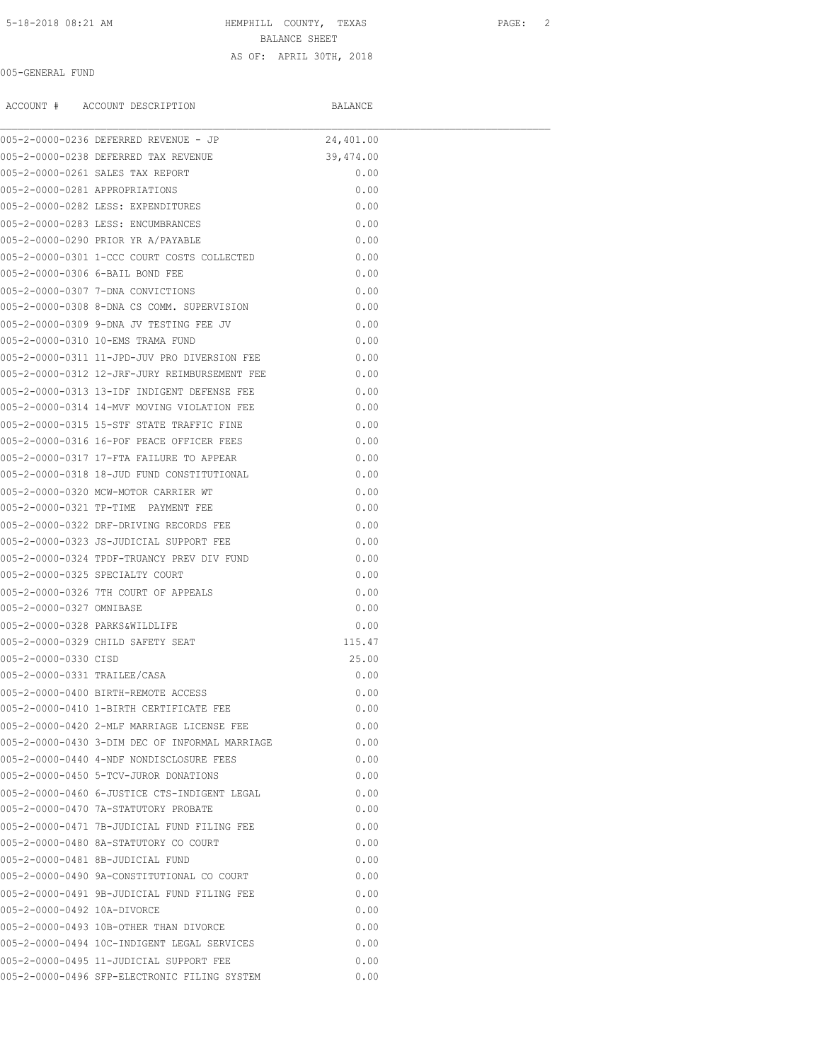HEMPHILL COUNTY, TEXAS

BALANCE SHEET

AS OF: APRIL 30TH, 2018

005-GENERAL FUND

| ACCOUNT # | ACCOUNT DESCRIPTION | BALANCE |
|---|---|---|
| 005-2-0000-0236 | DEFERRED REVENUE - JP | 24,401.00 |
| 005-2-0000-0238 | DEFERRED TAX REVENUE | 39,474.00 |
| 005-2-0000-0261 | SALES TAX REPORT | 0.00 |
| 005-2-0000-0281 | APPROPRIATIONS | 0.00 |
| 005-2-0000-0282 | LESS: EXPENDITURES | 0.00 |
| 005-2-0000-0283 | LESS: ENCUMBRANCES | 0.00 |
| 005-2-0000-0290 | PRIOR YR A/PAYABLE | 0.00 |
| 005-2-0000-0301 | 1-CCC COURT COSTS COLLECTED | 0.00 |
| 005-2-0000-0306 | 6-BAIL BOND FEE | 0.00 |
| 005-2-0000-0307 | 7-DNA CONVICTIONS | 0.00 |
| 005-2-0000-0308 | 8-DNA CS COMM. SUPERVISION | 0.00 |
| 005-2-0000-0309 | 9-DNA JV TESTING FEE JV | 0.00 |
| 005-2-0000-0310 | 10-EMS TRAMA FUND | 0.00 |
| 005-2-0000-0311 | 11-JPD-JUV PRO DIVERSION FEE | 0.00 |
| 005-2-0000-0312 | 12-JRF-JURY REIMBURSEMENT FEE | 0.00 |
| 005-2-0000-0313 | 13-IDF INDIGENT DEFENSE FEE | 0.00 |
| 005-2-0000-0314 | 14-MVF MOVING VIOLATION FEE | 0.00 |
| 005-2-0000-0315 | 15-STF STATE TRAFFIC FINE | 0.00 |
| 005-2-0000-0316 | 16-POF PEACE OFFICER FEES | 0.00 |
| 005-2-0000-0317 | 17-FTA FAILURE TO APPEAR | 0.00 |
| 005-2-0000-0318 | 18-JUD FUND CONSTITUTIONAL | 0.00 |
| 005-2-0000-0320 | MCW-MOTOR CARRIER WT | 0.00 |
| 005-2-0000-0321 | TP-TIME PAYMENT FEE | 0.00 |
| 005-2-0000-0322 | DRF-DRIVING RECORDS FEE | 0.00 |
| 005-2-0000-0323 | JS-JUDICIAL SUPPORT FEE | 0.00 |
| 005-2-0000-0324 | TPDF-TRUANCY PREV DIV FUND | 0.00 |
| 005-2-0000-0325 | SPECIALTY COURT | 0.00 |
| 005-2-0000-0326 | 7TH COURT OF APPEALS | 0.00 |
| 005-2-0000-0327 | OMNIBASE | 0.00 |
| 005-2-0000-0328 | PARKS&WILDLIFE | 0.00 |
| 005-2-0000-0329 | CHILD SAFETY SEAT | 115.47 |
| 005-2-0000-0330 | CISD | 25.00 |
| 005-2-0000-0331 | TRAILEE/CASA | 0.00 |
| 005-2-0000-0400 | BIRTH-REMOTE ACCESS | 0.00 |
| 005-2-0000-0410 | 1-BIRTH CERTIFICATE FEE | 0.00 |
| 005-2-0000-0420 | 2-MLF MARRIAGE LICENSE FEE | 0.00 |
| 005-2-0000-0430 | 3-DIM DEC OF INFORMAL MARRIAGE | 0.00 |
| 005-2-0000-0440 | 4-NDF NONDISCLOSURE FEES | 0.00 |
| 005-2-0000-0450 | 5-TCV-JUROR DONATIONS | 0.00 |
| 005-2-0000-0460 | 6-JUSTICE CTS-INDIGENT LEGAL | 0.00 |
| 005-2-0000-0470 | 7A-STATUTORY PROBATE | 0.00 |
| 005-2-0000-0471 | 7B-JUDICIAL FUND FILING FEE | 0.00 |
| 005-2-0000-0480 | 8A-STATUTORY CO COURT | 0.00 |
| 005-2-0000-0481 | 8B-JUDICIAL FUND | 0.00 |
| 005-2-0000-0490 | 9A-CONSTITUTIONAL CO COURT | 0.00 |
| 005-2-0000-0491 | 9B-JUDICIAL FUND FILING FEE | 0.00 |
| 005-2-0000-0492 | 10A-DIVORCE | 0.00 |
| 005-2-0000-0493 | 10B-OTHER THAN DIVORCE | 0.00 |
| 005-2-0000-0494 | 10C-INDIGENT LEGAL SERVICES | 0.00 |
| 005-2-0000-0495 | 11-JUDICIAL SUPPORT FEE | 0.00 |
| 005-2-0000-0496 | SFP-ELECTRONIC FILING SYSTEM | 0.00 |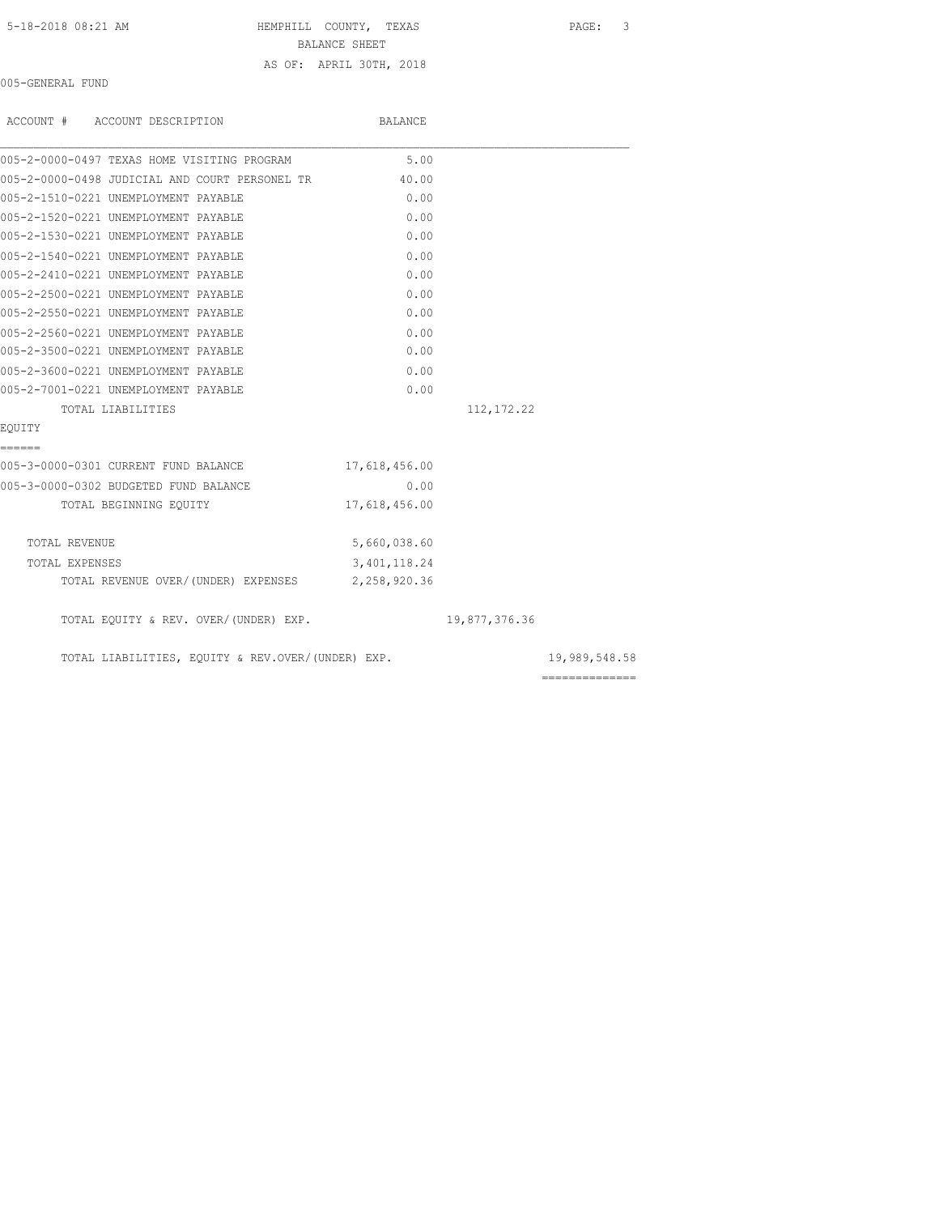HEMPHILL COUNTY, TEXAS
BALANCE SHEET
AS OF: APRIL 30TH, 2018

005-GENERAL FUND

| ACCOUNT # ACCOUNT DESCRIPTION | BALANCE | | |
|---|---|---|---|
| 005-2-0000-0497 TEXAS HOME VISITING PROGRAM | 5.00 | | |
| 005-2-0000-0498 JUDICIAL AND COURT PERSONEL TR | 40.00 | | |
| 005-2-1510-0221 UNEMPLOYMENT PAYABLE | 0.00 | | |
| 005-2-1520-0221 UNEMPLOYMENT PAYABLE | 0.00 | | |
| 005-2-1530-0221 UNEMPLOYMENT PAYABLE | 0.00 | | |
| 005-2-1540-0221 UNEMPLOYMENT PAYABLE | 0.00 | | |
| 005-2-2410-0221 UNEMPLOYMENT PAYABLE | 0.00 | | |
| 005-2-2500-0221 UNEMPLOYMENT PAYABLE | 0.00 | | |
| 005-2-2550-0221 UNEMPLOYMENT PAYABLE | 0.00 | | |
| 005-2-2560-0221 UNEMPLOYMENT PAYABLE | 0.00 | | |
| 005-2-3500-0221 UNEMPLOYMENT PAYABLE | 0.00 | | |
| 005-2-3600-0221 UNEMPLOYMENT PAYABLE | 0.00 | | |
| 005-2-7001-0221 UNEMPLOYMENT PAYABLE | 0.00 | | |
| TOTAL LIABILITIES | | 112,172.22 | |
| EQUITY | | | |
| 005-3-0000-0301 CURRENT FUND BALANCE | 17,618,456.00 | | |
| 005-3-0000-0302 BUDGETED FUND BALANCE | 0.00 | | |
| TOTAL BEGINNING EQUITY | 17,618,456.00 | | |
| TOTAL REVENUE | 5,660,038.60 | | |
| TOTAL EXPENSES | 3,401,118.24 | | |
| TOTAL REVENUE OVER/(UNDER) EXPENSES | 2,258,920.36 | | |
| TOTAL EQUITY & REV. OVER/(UNDER) EXP. | | 19,877,376.36 | |
| TOTAL LIABILITIES, EQUITY & REV.OVER/(UNDER) EXP. | | | 19,989,548.58 |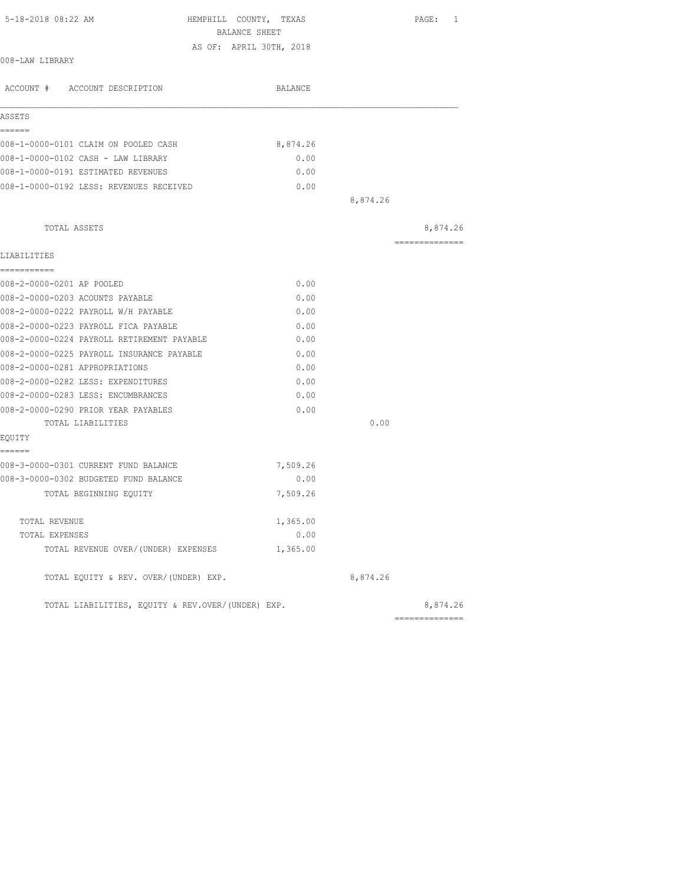5-18-2018 08:22 AM HEMPHILL COUNTY, TEXAS

BALANCE SHEET

AS OF: APRIL 30TH, 2018

008-LAW LIBRARY

| ACCOUNT # ACCOUNT DESCRIPTION | BALANCE | | |
|---|---|---|---|
| **ASSETS** | | | |
| 008-1-0000-0101 CLAIM ON POOLED CASH | 8,874.26 | | |
| 008-1-0000-0102 CASH - LAW LIBRARY | 0.00 | | |
| 008-1-0000-0191 ESTIMATED REVENUES | 0.00 | | |
| 008-1-0000-0192 LESS: REVENUES RECEIVED | 0.00 | | |
| | | 8,874.26 | |
| TOTAL ASSETS | | | 8,874.26 |
| **LIABILITIES** | | | |
| 008-2-0000-0201 AP POOLED | 0.00 | | |
| 008-2-0000-0203 ACOUNTS PAYABLE | 0.00 | | |
| 008-2-0000-0222 PAYROLL W/H PAYABLE | 0.00 | | |
| 008-2-0000-0223 PAYROLL FICA PAYABLE | 0.00 | | |
| 008-2-0000-0224 PAYROLL RETIREMENT PAYABLE | 0.00 | | |
| 008-2-0000-0225 PAYROLL INSURANCE PAYABLE | 0.00 | | |
| 008-2-0000-0281 APPROPRIATIONS | 0.00 | | |
| 008-2-0000-0282 LESS: EXPENDITURES | 0.00 | | |
| 008-2-0000-0283 LESS: ENCUMBRANCES | 0.00 | | |
| 008-2-0000-0290 PRIOR YEAR PAYABLES | 0.00 | | |
| TOTAL LIABILITIES | | 0.00 | |
| **EQUITY** | | | |
| 008-3-0000-0301 CURRENT FUND BALANCE | 7,509.26 | | |
| 008-3-0000-0302 BUDGETED FUND BALANCE | 0.00 | | |
| TOTAL BEGINNING EQUITY | 7,509.26 | | |
| TOTAL REVENUE | 1,365.00 | | |
| TOTAL EXPENSES | 0.00 | | |
| TOTAL REVENUE OVER/(UNDER) EXPENSES | 1,365.00 | | |
| TOTAL EQUITY & REV. OVER/(UNDER) EXP. | | 8,874.26 | |
| TOTAL LIABILITIES, EQUITY & REV.OVER/(UNDER) EXP. | | | 8,874.26 |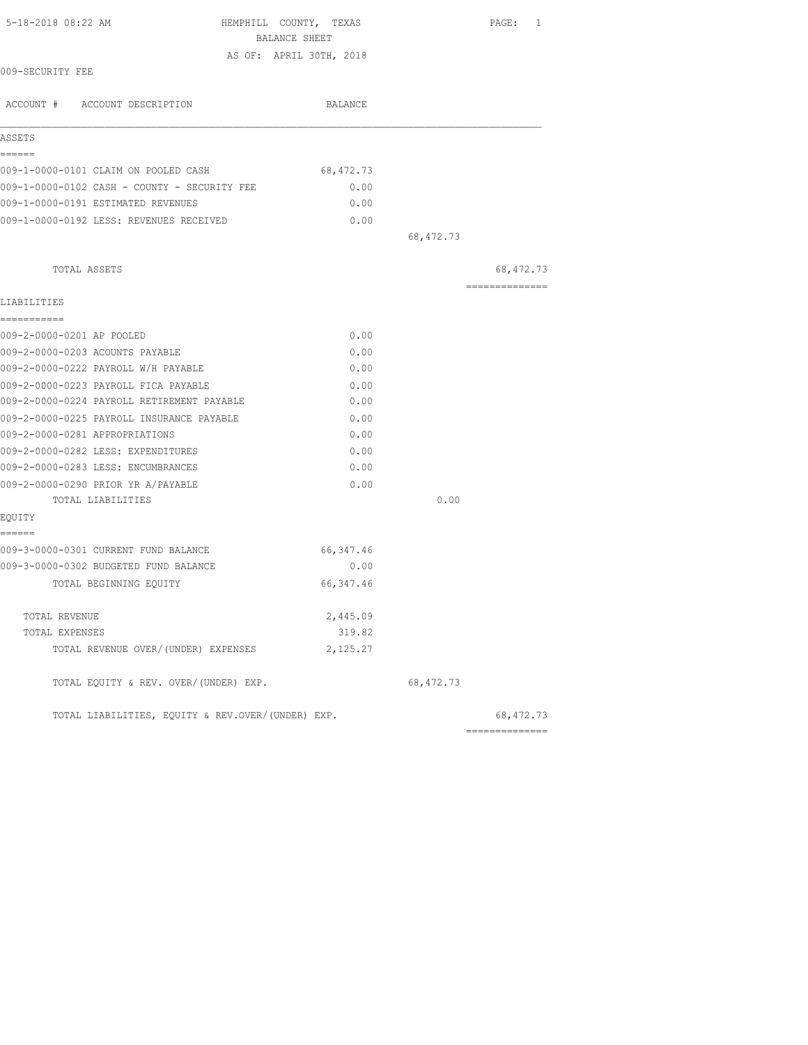5-18-2018 08:22 AM HEMPHILL COUNTY, TEXAS

BALANCE SHEET

AS OF: APRIL 30TH, 2018

009-SECURITY FEE

| ACCOUNT # ACCOUNT DESCRIPTION | BALANCE | | |
|---|---|---|---|
| **ASSETS** | | | |
| 009-1-0000-0101 CLAIM ON POOLED CASH | 68,472.73 | | |
| 009-1-0000-0102 CASH - COUNTY - SECURITY FEE | 0.00 | | |
| 009-1-0000-0191 ESTIMATED REVENUES | 0.00 | | |
| 009-1-0000-0192 LESS: REVENUES RECEIVED | 0.00 | | |
| | | 68,472.73 | |
| TOTAL ASSETS | | | 68,472.73 |
| **LIABILITIES** | | | |
| 009-2-0000-0201 AP POOLED | 0.00 | | |
| 009-2-0000-0203 ACOUNTS PAYABLE | 0.00 | | |
| 009-2-0000-0222 PAYROLL W/H PAYABLE | 0.00 | | |
| 009-2-0000-0223 PAYROLL FICA PAYABLE | 0.00 | | |
| 009-2-0000-0224 PAYROLL RETIREMENT PAYABLE | 0.00 | | |
| 009-2-0000-0225 PAYROLL INSURANCE PAYABLE | 0.00 | | |
| 009-2-0000-0281 APPROPRIATIONS | 0.00 | | |
| 009-2-0000-0282 LESS: EXPENDITURES | 0.00 | | |
| 009-2-0000-0283 LESS: ENCUMBRANCES | 0.00 | | |
| 009-2-0000-0290 PRIOR YR A/PAYABLE | 0.00 | | |
| TOTAL LIABILITIES | | 0.00 | |
| **EQUITY** | | | |
| 009-3-0000-0301 CURRENT FUND BALANCE | 66,347.46 | | |
| 009-3-0000-0302 BUDGETED FUND BALANCE | 0.00 | | |
| TOTAL BEGINNING EQUITY | 66,347.46 | | |
| TOTAL REVENUE | 2,445.09 | | |
| TOTAL EXPENSES | 319.82 | | |
| TOTAL REVENUE OVER/(UNDER) EXPENSES | 2,125.27 | | |
| TOTAL EQUITY & REV. OVER/(UNDER) EXP. | | 68,472.73 | |
| TOTAL LIABILITIES, EQUITY & REV.OVER/(UNDER) EXP. | | | 68,472.73 |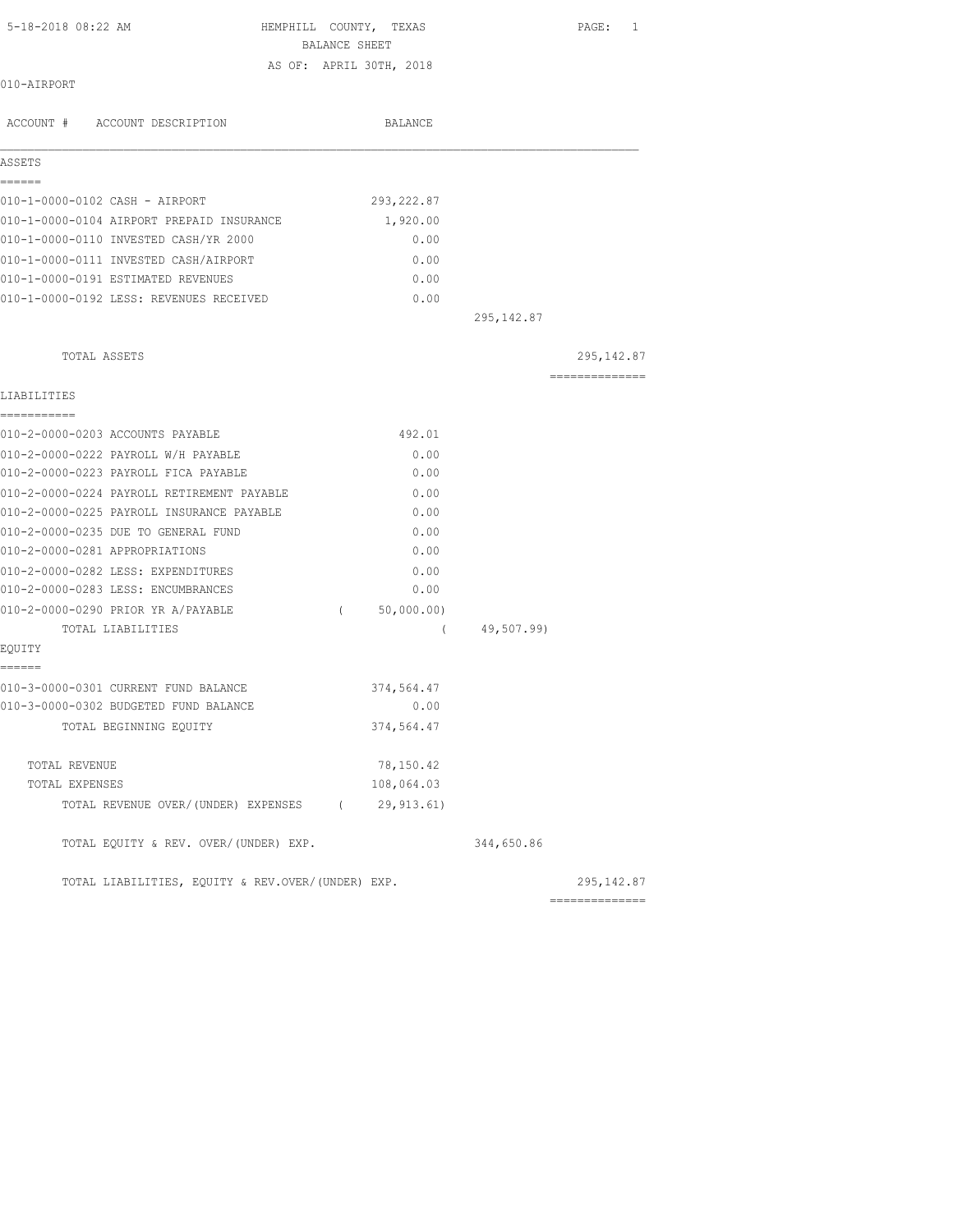5-18-2018 08:22 AM

# HEMPHILL COUNTY, TEXAS
## BALANCE SHEET
### AS OF: APRIL 30TH, 2018

010-AIRPORT

| ACCOUNT # ACCOUNT DESCRIPTION | BALANCE | | |
|---|---|---|---|
| **ASSETS** | | | |
| 010-1-0000-0102 CASH - AIRPORT | 293,222.87 | | |
| 010-1-0000-0104 AIRPORT PREPAID INSURANCE | 1,920.00 | | |
| 010-1-0000-0110 INVESTED CASH/YR 2000 | 0.00 | | |
| 010-1-0000-0111 INVESTED CASH/AIRPORT | 0.00 | | |
| 010-1-0000-0191 ESTIMATED REVENUES | 0.00 | | |
| 010-1-0000-0192 LESS: REVENUES RECEIVED | 0.00 | | |
| | | 295,142.87 | |
| TOTAL ASSETS | | | 295,142.87 |
| **LIABILITIES** | | | |
| 010-2-0000-0203 ACCOUNTS PAYABLE | 492.01 | | |
| 010-2-0000-0222 PAYROLL W/H PAYABLE | 0.00 | | |
| 010-2-0000-0223 PAYROLL FICA PAYABLE | 0.00 | | |
| 010-2-0000-0224 PAYROLL RETIREMENT PAYABLE | 0.00 | | |
| 010-2-0000-0225 PAYROLL INSURANCE PAYABLE | 0.00 | | |
| 010-2-0000-0235 DUE TO GENERAL FUND | 0.00 | | |
| 010-2-0000-0281 APPROPRIATIONS | 0.00 | | |
| 010-2-0000-0282 LESS: EXPENDITURES | 0.00 | | |
| 010-2-0000-0283 LESS: ENCUMBRANCES | 0.00 | | |
| 010-2-0000-0290 PRIOR YR A/PAYABLE | ( 50,000.00) | | |
| TOTAL LIABILITIES | | ( 49,507.99) | |
| **EQUITY** | | | |
| 010-3-0000-0301 CURRENT FUND BALANCE | 374,564.47 | | |
| 010-3-0000-0302 BUDGETED FUND BALANCE | 0.00 | | |
| TOTAL BEGINNING EQUITY | 374,564.47 | | |
| TOTAL REVENUE | 78,150.42 | | |
| TOTAL EXPENSES | 108,064.03 | | |
| TOTAL REVENUE OVER/(UNDER) EXPENSES | ( 29,913.61) | | |
| TOTAL EQUITY & REV. OVER/(UNDER) EXP. | | 344,650.86 | |
| TOTAL LIABILITIES, EQUITY & REV.OVER/(UNDER) EXP. | | | 295,142.87 |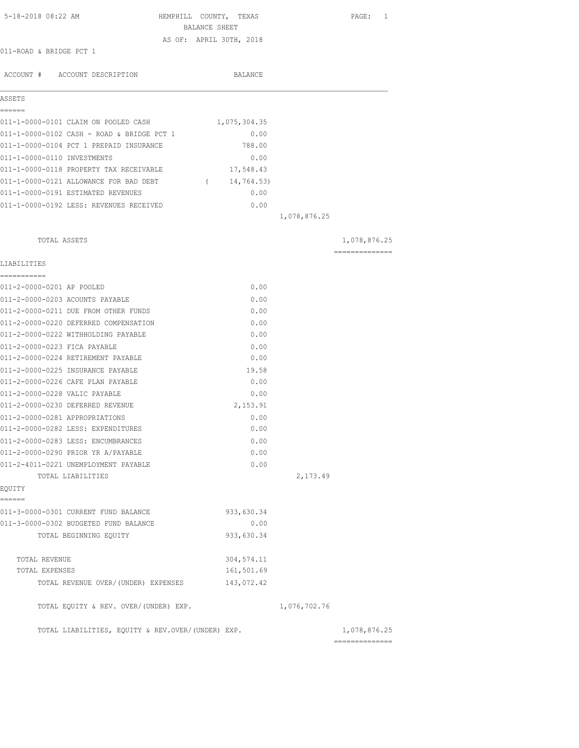5-18-2018 08:22 AM

# HEMPHILL COUNTY, TEXAS
## BALANCE SHEET
AS OF: APRIL 30TH, 2018

011-ROAD & BRIDGE PCT 1

| ACCOUNT # ACCOUNT DESCRIPTION | BALANCE | | |
|---|---|---|---|
| **ASSETS** | | | |
| 011-1-0000-0101 CLAIM ON POOLED CASH | 1,075,304.35 | | |
| 011-1-0000-0102 CASH - ROAD & BRIDGE PCT 1 | 0.00 | | |
| 011-1-0000-0104 PCT 1 PREPAID INSURANCE | 788.00 | | |
| 011-1-0000-0110 INVESTMENTS | 0.00 | | |
| 011-1-0000-0118 PROPERTY TAX RECEIVABLE | 17,548.43 | | |
| 011-1-0000-0121 ALLOWANCE FOR BAD DEBT | ( 14,764.53) | | |
| 011-1-0000-0191 ESTIMATED REVENUES | 0.00 | | |
| 011-1-0000-0192 LESS: REVENUES RECEIVED | 0.00 | | |
| | | 1,078,876.25 | |
| TOTAL ASSETS | | | 1,078,876.25 |
| **LIABILITIES** | | | |
| 011-2-0000-0201 AP POOLED | 0.00 | | |
| 011-2-0000-0203 ACOUNTS PAYABLE | 0.00 | | |
| 011-2-0000-0211 DUE FROM OTHER FUNDS | 0.00 | | |
| 011-2-0000-0220 DEFERRED COMPENSATION | 0.00 | | |
| 011-2-0000-0222 WITHHOLDING PAYABLE | 0.00 | | |
| 011-2-0000-0223 FICA PAYABLE | 0.00 | | |
| 011-2-0000-0224 RETIREMENT PAYABLE | 0.00 | | |
| 011-2-0000-0225 INSURANCE PAYABLE | 19.58 | | |
| 011-2-0000-0226 CAFE PLAN PAYABLE | 0.00 | | |
| 011-2-0000-0228 VALIC PAYABLE | 0.00 | | |
| 011-2-0000-0230 DEFERRED REVENUE | 2,153.91 | | |
| 011-2-0000-0281 APPROPRIATIONS | 0.00 | | |
| 011-2-0000-0282 LESS: EXPENDITURES | 0.00 | | |
| 011-2-0000-0283 LESS: ENCUMBRANCES | 0.00 | | |
| 011-2-0000-0290 PRIOR YR A/PAYABLE | 0.00 | | |
| 011-2-4011-0221 UNEMPLOYMENT PAYABLE | 0.00 | | |
| TOTAL LIABILITIES | | 2,173.49 | |
| **EQUITY** | | | |
| 011-3-0000-0301 CURRENT FUND BALANCE | 933,630.34 | | |
| 011-3-0000-0302 BUDGETED FUND BALANCE | 0.00 | | |
| TOTAL BEGINNING EQUITY | 933,630.34 | | |
| TOTAL REVENUE | 304,574.11 | | |
| TOTAL EXPENSES | 161,501.69 | | |
| TOTAL REVENUE OVER/(UNDER) EXPENSES | 143,072.42 | | |
| TOTAL EQUITY & REV. OVER/(UNDER) EXP. | | 1,076,702.76 | |
| TOTAL LIABILITIES, EQUITY & REV.OVER/(UNDER) EXP. | | | 1,078,876.25 |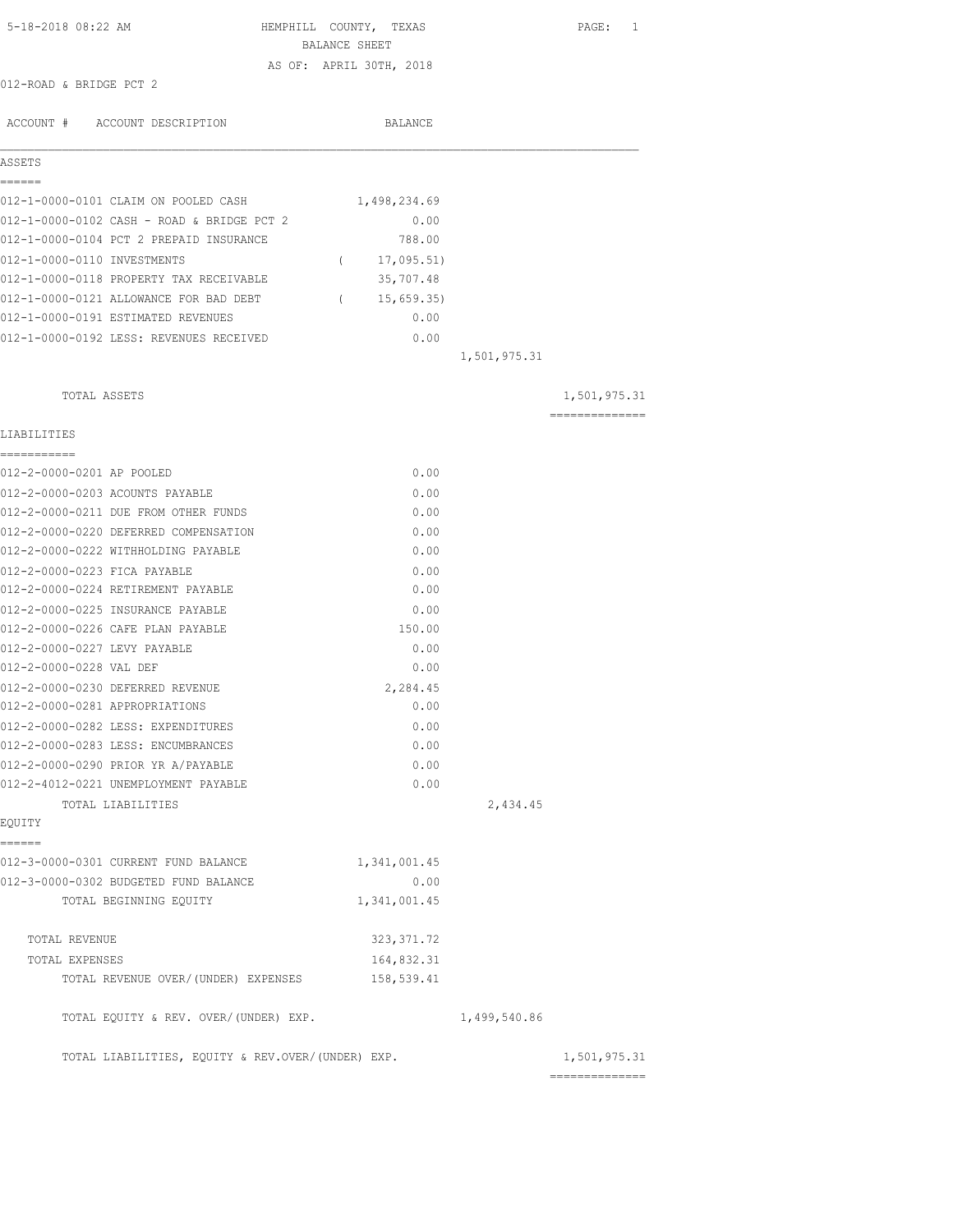5-18-2018 08:22 AM

# HEMPHILL COUNTY, TEXAS
## BALANCE SHEET
AS OF: APRIL 30TH, 2018

012-ROAD & BRIDGE PCT 2

| ACCOUNT # | ACCOUNT DESCRIPTION | BALANCE | | |
|---|---|---|---|---|
| **ASSETS** | | | | |
| 012-1-0000-0101 | CLAIM ON POOLED CASH | 1,498,234.69 | | |
| 012-1-0000-0102 | CASH - ROAD & BRIDGE PCT 2 | 0.00 | | |
| 012-1-0000-0104 | PCT 2 PREPAID INSURANCE | 788.00 | | |
| 012-1-0000-0110 | INVESTMENTS | ( 17,095.51) | | |
| 012-1-0000-0118 | PROPERTY TAX RECEIVABLE | 35,707.48 | | |
| 012-1-0000-0121 | ALLOWANCE FOR BAD DEBT | ( 15,659.35) | | |
| 012-1-0000-0191 | ESTIMATED REVENUES | 0.00 | | |
| 012-1-0000-0192 | LESS: REVENUES RECEIVED | 0.00 | | |
| | | | 1,501,975.31 | |
| | TOTAL ASSETS | | | 1,501,975.31 |
| **LIABILITIES** | | | | |
| 012-2-0000-0201 | AP POOLED | 0.00 | | |
| 012-2-0000-0203 | ACOUNTS PAYABLE | 0.00 | | |
| 012-2-0000-0211 | DUE FROM OTHER FUNDS | 0.00 | | |
| 012-2-0000-0220 | DEFERRED COMPENSATION | 0.00 | | |
| 012-2-0000-0222 | WITHHOLDING PAYABLE | 0.00 | | |
| 012-2-0000-0223 | FICA PAYABLE | 0.00 | | |
| 012-2-0000-0224 | RETIREMENT PAYABLE | 0.00 | | |
| 012-2-0000-0225 | INSURANCE PAYABLE | 0.00 | | |
| 012-2-0000-0226 | CAFE PLAN PAYABLE | 150.00 | | |
| 012-2-0000-0227 | LEVY PAYABLE | 0.00 | | |
| 012-2-0000-0228 | VAL DEF | 0.00 | | |
| 012-2-0000-0230 | DEFERRED REVENUE | 2,284.45 | | |
| 012-2-0000-0281 | APPROPRIATIONS | 0.00 | | |
| 012-2-0000-0282 | LESS: EXPENDITURES | 0.00 | | |
| 012-2-0000-0283 | LESS: ENCUMBRANCES | 0.00 | | |
| 012-2-0000-0290 | PRIOR YR A/PAYABLE | 0.00 | | |
| 012-2-4012-0221 | UNEMPLOYMENT PAYABLE | 0.00 | | |
| | TOTAL LIABILITIES | | 2,434.45 | |
| **EQUITY** | | | | |
| 012-3-0000-0301 | CURRENT FUND BALANCE | 1,341,001.45 | | |
| 012-3-0000-0302 | BUDGETED FUND BALANCE | 0.00 | | |
| | TOTAL BEGINNING EQUITY | 1,341,001.45 | | |
| | TOTAL REVENUE | 323,371.72 | | |
| | TOTAL EXPENSES | 164,832.31 | | |
| | TOTAL REVENUE OVER/(UNDER) EXPENSES | 158,539.41 | | |
| | TOTAL EQUITY & REV. OVER/(UNDER) EXP. | | 1,499,540.86 | |
| | TOTAL LIABILITIES, EQUITY & REV.OVER/(UNDER) EXP. | | | 1,501,975.31 |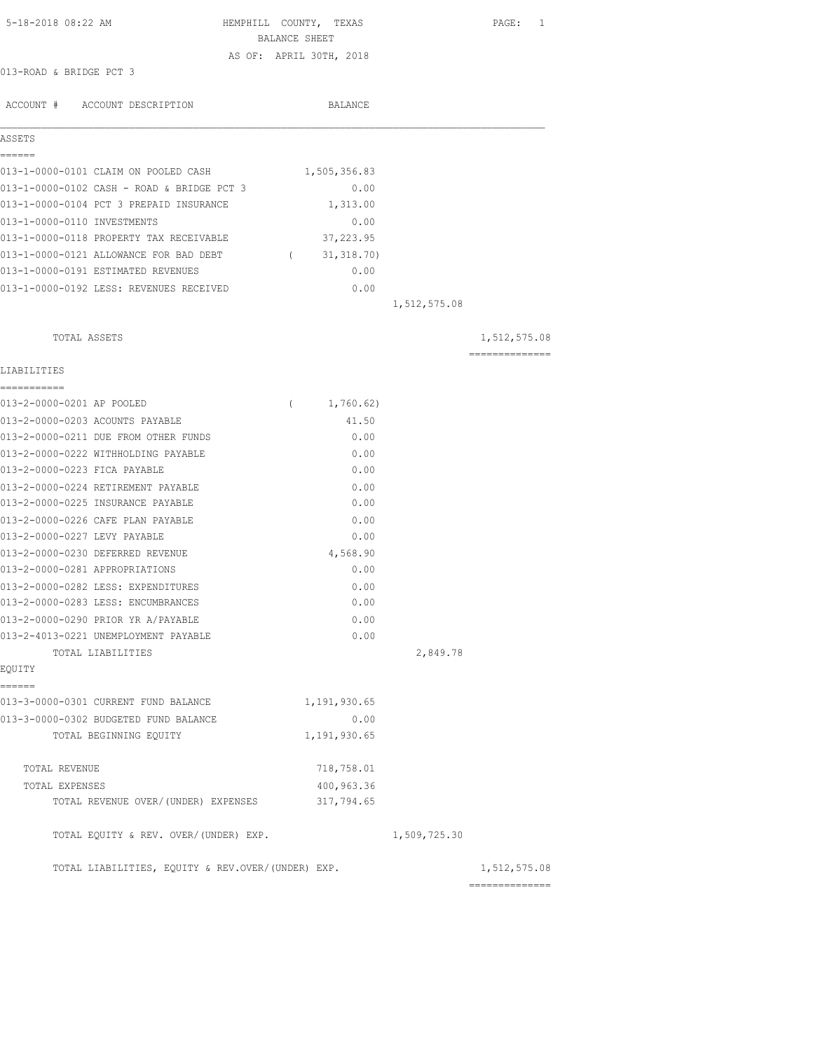5-18-2018 08:22 AM

# HEMPHILL COUNTY, TEXAS
## BALANCE SHEET
AS OF: APRIL 30TH, 2018

013-ROAD & BRIDGE PCT 3

| ACCOUNT # | ACCOUNT DESCRIPTION | BALANCE | | |
|---|---|---|---|---|
| **ASSETS** | | | | |
| 013-1-0000-0101 | CLAIM ON POOLED CASH | 1,505,356.83 | | |
| 013-1-0000-0102 | CASH - ROAD & BRIDGE PCT 3 | 0.00 | | |
| 013-1-0000-0104 | PCT 3 PREPAID INSURANCE | 1,313.00 | | |
| 013-1-0000-0110 | INVESTMENTS | 0.00 | | |
| 013-1-0000-0118 | PROPERTY TAX RECEIVABLE | 37,223.95 | | |
| 013-1-0000-0121 | ALLOWANCE FOR BAD DEBT | ( 31,318.70) | | |
| 013-1-0000-0191 | ESTIMATED REVENUES | 0.00 | | |
| 013-1-0000-0192 | LESS: REVENUES RECEIVED | 0.00 | | |
| | | | 1,512,575.08 | |
| | TOTAL ASSETS | | | 1,512,575.08 |
| **LIABILITIES** | | | | |
| 013-2-0000-0201 | AP POOLED | ( 1,760.62) | | |
| 013-2-0000-0203 | ACOUNTS PAYABLE | 41.50 | | |
| 013-2-0000-0211 | DUE FROM OTHER FUNDS | 0.00 | | |
| 013-2-0000-0222 | WITHHOLDING PAYABLE | 0.00 | | |
| 013-2-0000-0223 | FICA PAYABLE | 0.00 | | |
| 013-2-0000-0224 | RETIREMENT PAYABLE | 0.00 | | |
| 013-2-0000-0225 | INSURANCE PAYABLE | 0.00 | | |
| 013-2-0000-0226 | CAFE PLAN PAYABLE | 0.00 | | |
| 013-2-0000-0227 | LEVY PAYABLE | 0.00 | | |
| 013-2-0000-0230 | DEFERRED REVENUE | 4,568.90 | | |
| 013-2-0000-0281 | APPROPRIATIONS | 0.00 | | |
| 013-2-0000-0282 | LESS: EXPENDITURES | 0.00 | | |
| 013-2-0000-0283 | LESS: ENCUMBRANCES | 0.00 | | |
| 013-2-0000-0290 | PRIOR YR A/PAYABLE | 0.00 | | |
| 013-2-4013-0221 | UNEMPLOYMENT PAYABLE | 0.00 | | |
| | TOTAL LIABILITIES | | 2,849.78 | |
| **EQUITY** | | | | |
| 013-3-0000-0301 | CURRENT FUND BALANCE | 1,191,930.65 | | |
| 013-3-0000-0302 | BUDGETED FUND BALANCE | 0.00 | | |
| | TOTAL BEGINNING EQUITY | 1,191,930.65 | | |
| | TOTAL REVENUE | 718,758.01 | | |
| | TOTAL EXPENSES | 400,963.36 | | |
| | TOTAL REVENUE OVER/(UNDER) EXPENSES | 317,794.65 | | |
| | TOTAL EQUITY & REV. OVER/(UNDER) EXP. | | 1,509,725.30 | |
| | TOTAL LIABILITIES, EQUITY & REV.OVER/(UNDER) EXP. | | | 1,512,575.08 |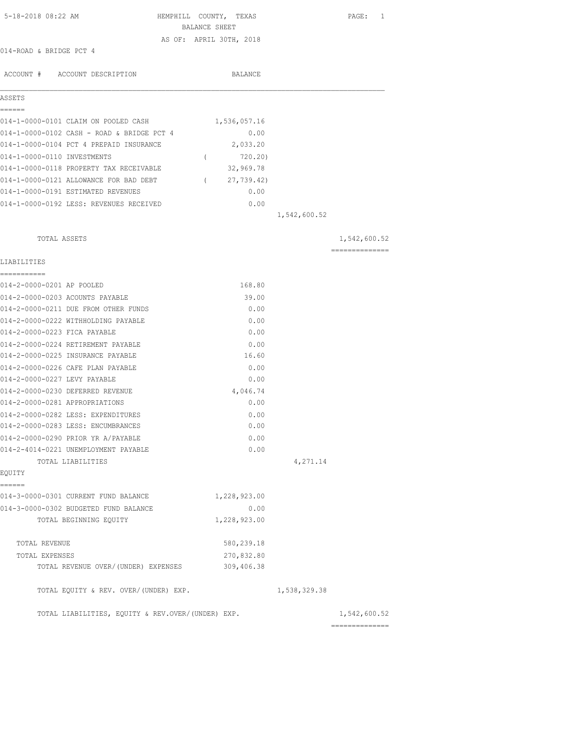5-18-2018 08:22 AM

# HEMPHILL COUNTY, TEXAS
## BALANCE SHEET
AS OF: APRIL 30TH, 2018

014-ROAD & BRIDGE PCT 4

| ACCOUNT # | ACCOUNT DESCRIPTION | BALANCE | | |
|---|---|---|---|---|
| **ASSETS** | | | | |
| 014-1-0000-0101 | CLAIM ON POOLED CASH | 1,536,057.16 | | |
| 014-1-0000-0102 | CASH - ROAD & BRIDGE PCT 4 | 0.00 | | |
| 014-1-0000-0104 | PCT 4 PREPAID INSURANCE | 2,033.20 | | |
| 014-1-0000-0110 | INVESTMENTS | ( 720.20) | | |
| 014-1-0000-0118 | PROPERTY TAX RECEIVABLE | 32,969.78 | | |
| 014-1-0000-0121 | ALLOWANCE FOR BAD DEBT | ( 27,739.42) | | |
| 014-1-0000-0191 | ESTIMATED REVENUES | 0.00 | | |
| 014-1-0000-0192 | LESS: REVENUES RECEIVED | 0.00 | | |
| | | | 1,542,600.52 | |
| | TOTAL ASSETS | | | 1,542,600.52 |
| **LIABILITIES** | | | | |
| 014-2-0000-0201 | AP POOLED | 168.80 | | |
| 014-2-0000-0203 | ACOUNTS PAYABLE | 39.00 | | |
| 014-2-0000-0211 | DUE FROM OTHER FUNDS | 0.00 | | |
| 014-2-0000-0222 | WITHHOLDING PAYABLE | 0.00 | | |
| 014-2-0000-0223 | FICA PAYABLE | 0.00 | | |
| 014-2-0000-0224 | RETIREMENT PAYABLE | 0.00 | | |
| 014-2-0000-0225 | INSURANCE PAYABLE | 16.60 | | |
| 014-2-0000-0226 | CAFE PLAN PAYABLE | 0.00 | | |
| 014-2-0000-0227 | LEVY PAYABLE | 0.00 | | |
| 014-2-0000-0230 | DEFERRED REVENUE | 4,046.74 | | |
| 014-2-0000-0281 | APPROPRIATIONS | 0.00 | | |
| 014-2-0000-0282 | LESS: EXPENDITURES | 0.00 | | |
| 014-2-0000-0283 | LESS: ENCUMBRANCES | 0.00 | | |
| 014-2-0000-0290 | PRIOR YR A/PAYABLE | 0.00 | | |
| 014-2-4014-0221 | UNEMPLOYMENT PAYABLE | 0.00 | | |
| | TOTAL LIABILITIES | | 4,271.14 | |
| **EQUITY** | | | | |
| 014-3-0000-0301 | CURRENT FUND BALANCE | 1,228,923.00 | | |
| 014-3-0000-0302 | BUDGETED FUND BALANCE | 0.00 | | |
| | TOTAL BEGINNING EQUITY | 1,228,923.00 | | |
| | TOTAL REVENUE | 580,239.18 | | |
| | TOTAL EXPENSES | 270,832.80 | | |
| | TOTAL REVENUE OVER/(UNDER) EXPENSES | 309,406.38 | | |
| | TOTAL EQUITY & REV. OVER/(UNDER) EXP. | | 1,538,329.38 | |
| | TOTAL LIABILITIES, EQUITY & REV.OVER/(UNDER) EXP. | | | 1,542,600.52 |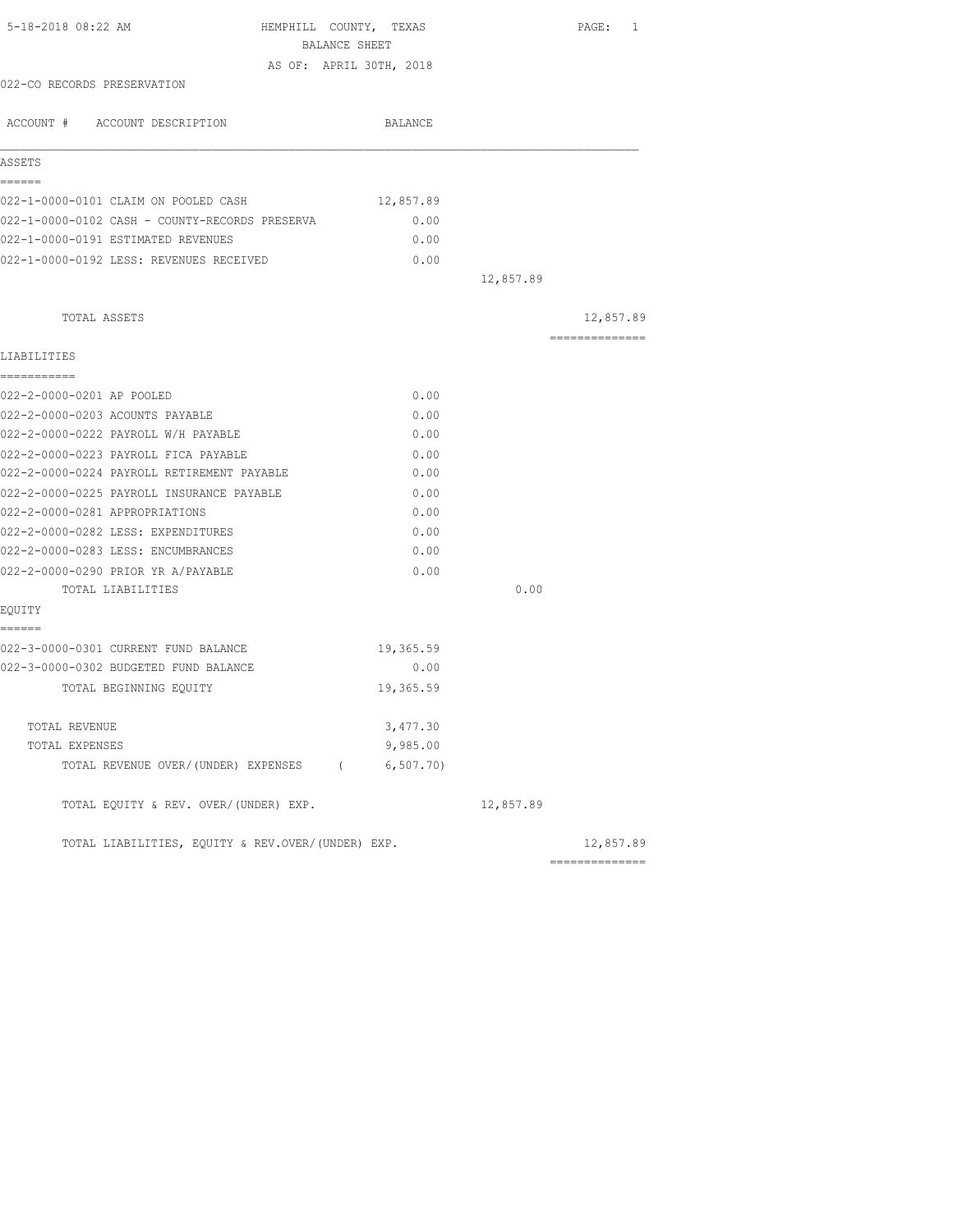5-18-2018 08:22 AM HEMPHILL COUNTY, TEXAS PAGE: 1

BALANCE SHEET

AS OF: APRIL 30TH, 2018

022-CO RECORDS PRESERVATION

| ACCOUNT # ACCOUNT DESCRIPTION | BALANCE | | |
|---|---|---|---|
| **ASSETS** | | | |
| 022-1-0000-0101 CLAIM ON POOLED CASH | 12,857.89 | | |
| 022-1-0000-0102 CASH - COUNTY-RECORDS PRESERVA | 0.00 | | |
| 022-1-0000-0191 ESTIMATED REVENUES | 0.00 | | |
| 022-1-0000-0192 LESS: REVENUES RECEIVED | 0.00 | | |
| | | 12,857.89 | |
| TOTAL ASSETS | | | 12,857.89 |
| **LIABILITIES** | | | |
| 022-2-0000-0201 AP POOLED | 0.00 | | |
| 022-2-0000-0203 ACOUNTS PAYABLE | 0.00 | | |
| 022-2-0000-0222 PAYROLL W/H PAYABLE | 0.00 | | |
| 022-2-0000-0223 PAYROLL FICA PAYABLE | 0.00 | | |
| 022-2-0000-0224 PAYROLL RETIREMENT PAYABLE | 0.00 | | |
| 022-2-0000-0225 PAYROLL INSURANCE PAYABLE | 0.00 | | |
| 022-2-0000-0281 APPROPRIATIONS | 0.00 | | |
| 022-2-0000-0282 LESS: EXPENDITURES | 0.00 | | |
| 022-2-0000-0283 LESS: ENCUMBRANCES | 0.00 | | |
| 022-2-0000-0290 PRIOR YR A/PAYABLE | 0.00 | | |
| TOTAL LIABILITIES | | 0.00 | |
| **EQUITY** | | | |
| 022-3-0000-0301 CURRENT FUND BALANCE | 19,365.59 | | |
| 022-3-0000-0302 BUDGETED FUND BALANCE | 0.00 | | |
| TOTAL BEGINNING EQUITY | 19,365.59 | | |
| TOTAL REVENUE | 3,477.30 | | |
| TOTAL EXPENSES | 9,985.00 | | |
| TOTAL REVENUE OVER/(UNDER) EXPENSES | ( 6,507.70) | | |
| TOTAL EQUITY & REV. OVER/(UNDER) EXP. | | 12,857.89 | |
| TOTAL LIABILITIES, EQUITY & REV.OVER/(UNDER) EXP. | | | 12,857.89 |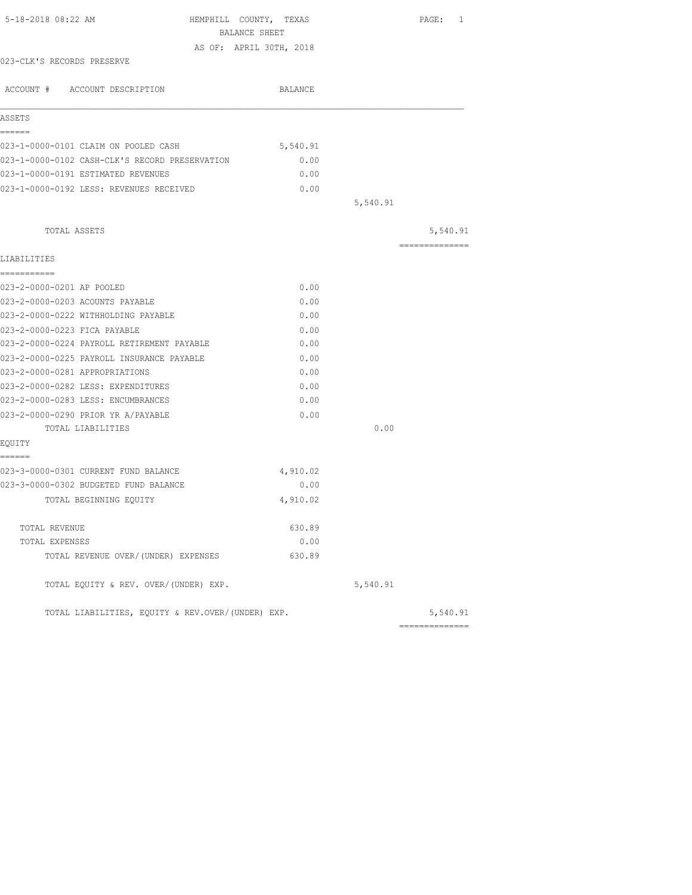5-18-2018 08:22 AM

# HEMPHILL COUNTY, TEXAS

## BALANCE SHEET

AS OF: APRIL 30TH, 2018

023-CLK'S RECORDS PRESERVE

| ACCOUNT # ACCOUNT DESCRIPTION | BALANCE | | |
|---|---|---|---|
| **ASSETS** | | | |
| 023-1-0000-0101 CLAIM ON POOLED CASH | 5,540.91 | | |
| 023-1-0000-0102 CASH-CLK'S RECORD PRESERVATION | 0.00 | | |
| 023-1-0000-0191 ESTIMATED REVENUES | 0.00 | | |
| 023-1-0000-0192 LESS: REVENUES RECEIVED | 0.00 | | |
| | | 5,540.91 | |
| TOTAL ASSETS | | | 5,540.91 |
| **LIABILITIES** | | | |
| 023-2-0000-0201 AP POOLED | 0.00 | | |
| 023-2-0000-0203 ACOUNTS PAYABLE | 0.00 | | |
| 023-2-0000-0222 WITHHOLDING PAYABLE | 0.00 | | |
| 023-2-0000-0223 FICA PAYABLE | 0.00 | | |
| 023-2-0000-0224 PAYROLL RETIREMENT PAYABLE | 0.00 | | |
| 023-2-0000-0225 PAYROLL INSURANCE PAYABLE | 0.00 | | |
| 023-2-0000-0281 APPROPRIATIONS | 0.00 | | |
| 023-2-0000-0282 LESS: EXPENDITURES | 0.00 | | |
| 023-2-0000-0283 LESS: ENCUMBRANCES | 0.00 | | |
| 023-2-0000-0290 PRIOR YR A/PAYABLE | 0.00 | | |
| TOTAL LIABILITIES | | 0.00 | |
| **EQUITY** | | | |
| 023-3-0000-0301 CURRENT FUND BALANCE | 4,910.02 | | |
| 023-3-0000-0302 BUDGETED FUND BALANCE | 0.00 | | |
| TOTAL BEGINNING EQUITY | 4,910.02 | | |
| TOTAL REVENUE | 630.89 | | |
| TOTAL EXPENSES | 0.00 | | |
| TOTAL REVENUE OVER/(UNDER) EXPENSES | 630.89 | | |
| TOTAL EQUITY & REV. OVER/(UNDER) EXP. | | 5,540.91 | |
| TOTAL LIABILITIES, EQUITY & REV.OVER/(UNDER) EXP. | | | 5,540.91 |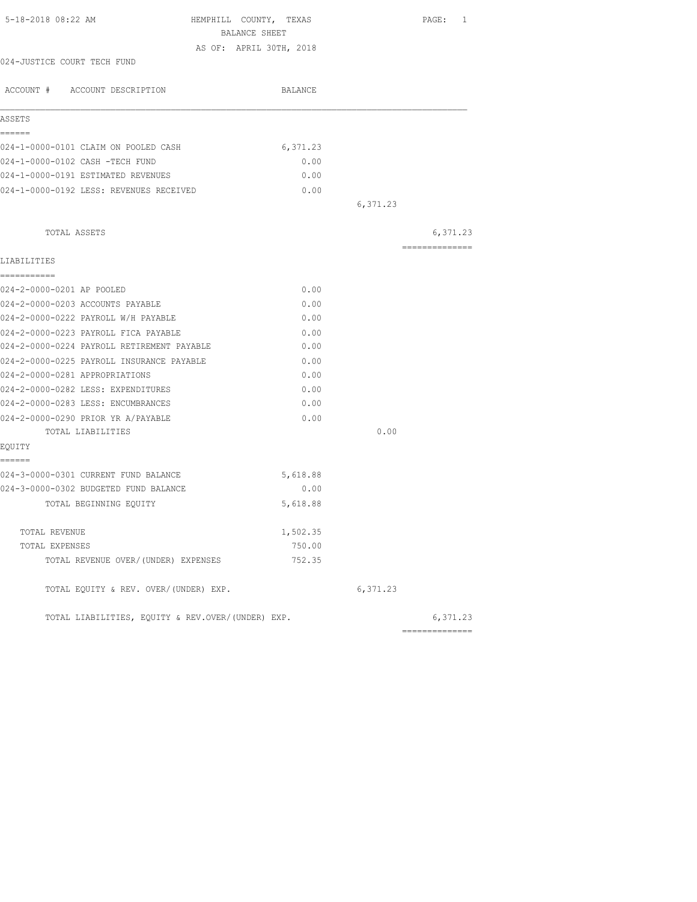HEMPHILL COUNTY, TEXAS
BALANCE SHEET
AS OF: APRIL 30TH, 2018

5-18-2018 08:22 AM

024-JUSTICE COURT TECH FUND

| ACCOUNT # ACCOUNT DESCRIPTION | BALANCE | | |
|---|---|---|---|
| **ASSETS** | | | |
| 024-1-0000-0101 CLAIM ON POOLED CASH | 6,371.23 | | |
| 024-1-0000-0102 CASH -TECH FUND | 0.00 | | |
| 024-1-0000-0191 ESTIMATED REVENUES | 0.00 | | |
| 024-1-0000-0192 LESS: REVENUES RECEIVED | 0.00 | | |
| | | 6,371.23 | |
| TOTAL ASSETS | | | 6,371.23 |
| **LIABILITIES** | | | |
| 024-2-0000-0201 AP POOLED | 0.00 | | |
| 024-2-0000-0203 ACCOUNTS PAYABLE | 0.00 | | |
| 024-2-0000-0222 PAYROLL W/H PAYABLE | 0.00 | | |
| 024-2-0000-0223 PAYROLL FICA PAYABLE | 0.00 | | |
| 024-2-0000-0224 PAYROLL RETIREMENT PAYABLE | 0.00 | | |
| 024-2-0000-0225 PAYROLL INSURANCE PAYABLE | 0.00 | | |
| 024-2-0000-0281 APPROPRIATIONS | 0.00 | | |
| 024-2-0000-0282 LESS: EXPENDITURES | 0.00 | | |
| 024-2-0000-0283 LESS: ENCUMBRANCES | 0.00 | | |
| 024-2-0000-0290 PRIOR YR A/PAYABLE | 0.00 | | |
| TOTAL LIABILITIES | | 0.00 | |
| **EQUITY** | | | |
| 024-3-0000-0301 CURRENT FUND BALANCE | 5,618.88 | | |
| 024-3-0000-0302 BUDGETED FUND BALANCE | 0.00 | | |
| TOTAL BEGINNING EQUITY | 5,618.88 | | |
| TOTAL REVENUE | 1,502.35 | | |
| TOTAL EXPENSES | 750.00 | | |
| TOTAL REVENUE OVER/(UNDER) EXPENSES | 752.35 | | |
| TOTAL EQUITY & REV. OVER/(UNDER) EXP. | | 6,371.23 | |
| TOTAL LIABILITIES, EQUITY & REV.OVER/(UNDER) EXP. | | | 6,371.23 |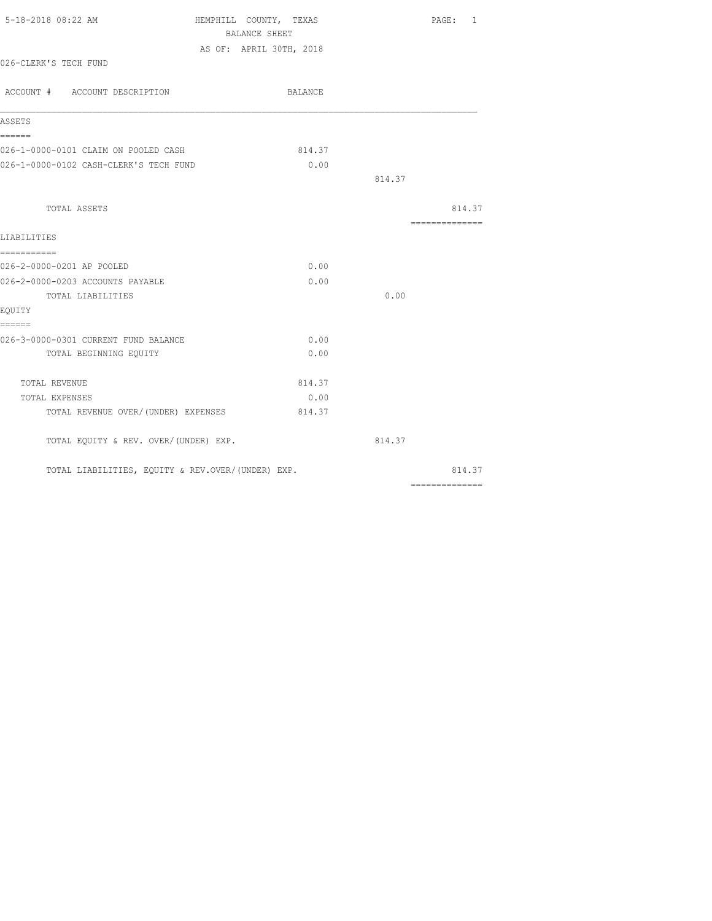5-18-2018 08:22 AM

HEMPHILL COUNTY, TEXAS
BALANCE SHEET
AS OF: APRIL 30TH, 2018

026-CLERK'S TECH FUND

| ACCOUNT # ACCOUNT DESCRIPTION | BALANCE | | |
|---|---|---|---|
| **ASSETS** | | | |
| 026-1-0000-0101 CLAIM ON POOLED CASH | 814.37 | | |
| 026-1-0000-0102 CASH-CLERK'S TECH FUND | 0.00 | | |
| | | 814.37 | |
| TOTAL ASSETS | | | 814.37 |
| **LIABILITIES** | | | |
| 026-2-0000-0201 AP POOLED | 0.00 | | |
| 026-2-0000-0203 ACCOUNTS PAYABLE | 0.00 | | |
| TOTAL LIABILITIES | | 0.00 | |
| **EQUITY** | | | |
| 026-3-0000-0301 CURRENT FUND BALANCE | 0.00 | | |
| TOTAL BEGINNING EQUITY | 0.00 | | |
| TOTAL REVENUE | 814.37 | | |
| TOTAL EXPENSES | 0.00 | | |
| TOTAL REVENUE OVER/(UNDER) EXPENSES | 814.37 | | |
| TOTAL EQUITY & REV. OVER/(UNDER) EXP. | | 814.37 | |
| TOTAL LIABILITIES, EQUITY & REV.OVER/(UNDER) EXP. | | | 814.37 |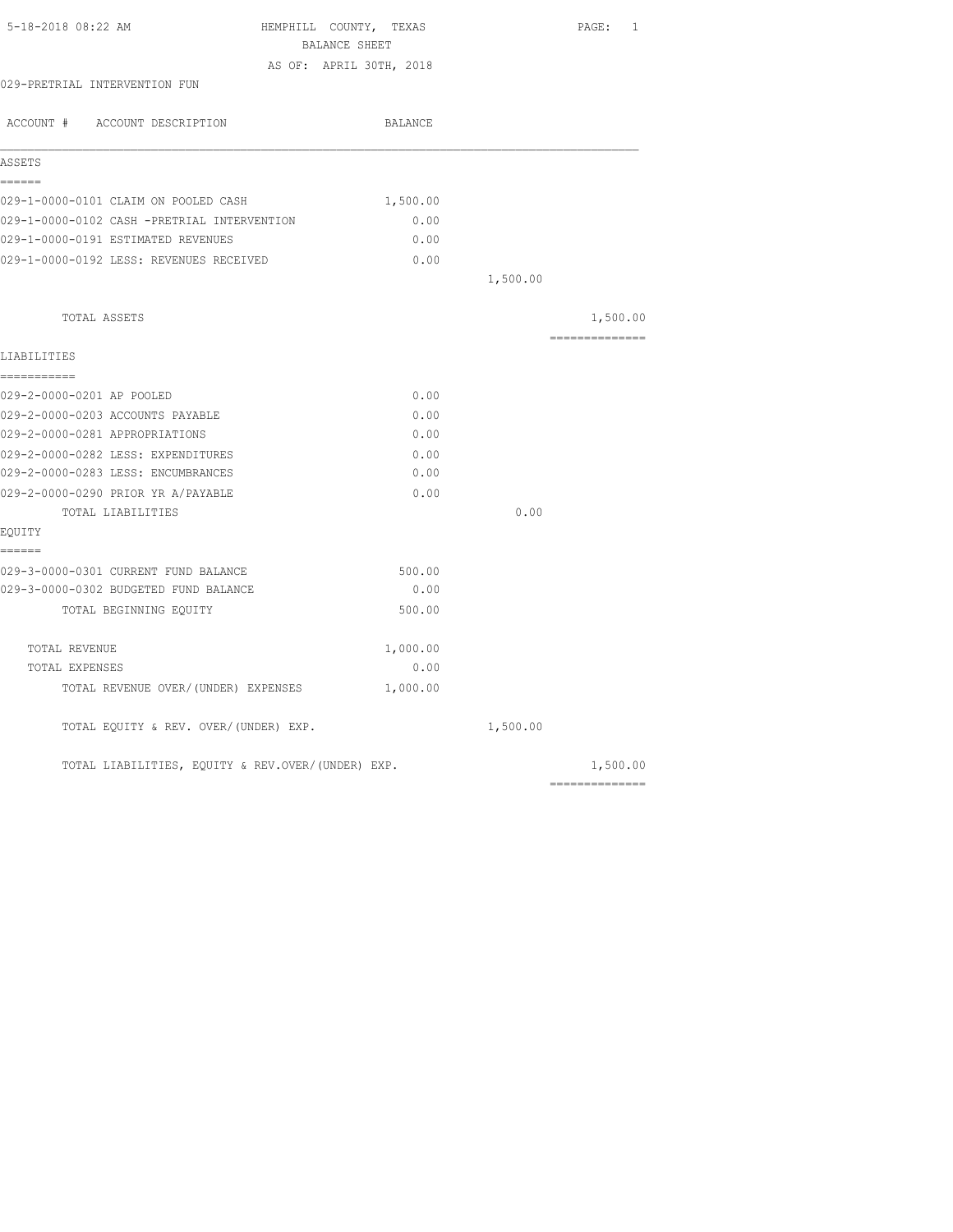5-18-2018 08:22 AM

# HEMPHILL COUNTY, TEXAS
## BALANCE SHEET
### AS OF: APRIL 30TH, 2018

029-PRETRIAL INTERVENTION FUN

| ACCOUNT # ACCOUNT DESCRIPTION | BALANCE | | |
|---|---|---|---|
| **ASSETS** | | | |
| 029-1-0000-0101 CLAIM ON POOLED CASH | 1,500.00 | | |
| 029-1-0000-0102 CASH -PRETRIAL INTERVENTION | 0.00 | | |
| 029-1-0000-0191 ESTIMATED REVENUES | 0.00 | | |
| 029-1-0000-0192 LESS: REVENUES RECEIVED | 0.00 | | |
| | | 1,500.00 | |
| TOTAL ASSETS | | | 1,500.00 |
| **LIABILITIES** | | | |
| 029-2-0000-0201 AP POOLED | 0.00 | | |
| 029-2-0000-0203 ACCOUNTS PAYABLE | 0.00 | | |
| 029-2-0000-0281 APPROPRIATIONS | 0.00 | | |
| 029-2-0000-0282 LESS: EXPENDITURES | 0.00 | | |
| 029-2-0000-0283 LESS: ENCUMBRANCES | 0.00 | | |
| 029-2-0000-0290 PRIOR YR A/PAYABLE | 0.00 | | |
| TOTAL LIABILITIES | | 0.00 | |
| **EQUITY** | | | |
| 029-3-0000-0301 CURRENT FUND BALANCE | 500.00 | | |
| 029-3-0000-0302 BUDGETED FUND BALANCE | 0.00 | | |
| TOTAL BEGINNING EQUITY | 500.00 | | |
| TOTAL REVENUE | 1,000.00 | | |
| TOTAL EXPENSES | 0.00 | | |
| TOTAL REVENUE OVER/(UNDER) EXPENSES | 1,000.00 | | |
| TOTAL EQUITY & REV. OVER/(UNDER) EXP. | | 1,500.00 | |
| TOTAL LIABILITIES, EQUITY & REV.OVER/(UNDER) EXP. | | | 1,500.00 |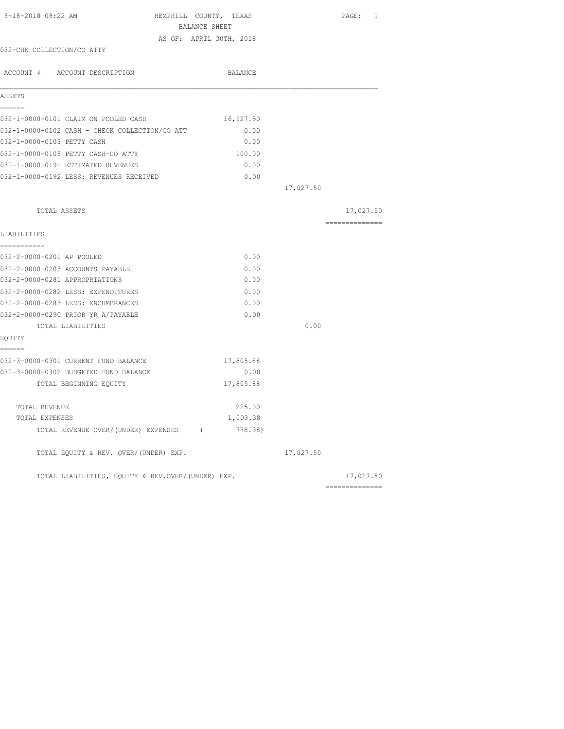5-18-2018 08:22 AM

HEMPHILL COUNTY, TEXAS

BALANCE SHEET

AS OF: APRIL 30TH, 2018

032-CHK COLLECTION/CO ATTY

| ACCOUNT # ACCOUNT DESCRIPTION | BALANCE | | |
|---|---|---|---|
| **ASSETS** | | | |
| 032-1-0000-0101 CLAIM ON POOLED CASH | 16,927.50 | | |
| 032-1-0000-0102 CASH - CHECK COLLECTION/CO ATT | 0.00 | | |
| 032-1-0000-0103 PETTY CASH | 0.00 | | |
| 032-1-0000-0105 PETTY CASH-CO ATTY | 100.00 | | |
| 032-1-0000-0191 ESTIMATED REVENUES | 0.00 | | |
| 032-1-0000-0192 LESS: REVENUES RECEIVED | 0.00 | | |
| | | 17,027.50 | |
| TOTAL ASSETS | | | 17,027.50 |
| **LIABILITIES** | | | |
| 032-2-0000-0201 AP POOLED | 0.00 | | |
| 032-2-0000-0203 ACCOUNTS PAYABLE | 0.00 | | |
| 032-2-0000-0281 APPROPRIATIONS | 0.00 | | |
| 032-2-0000-0282 LESS: EXPENDITURES | 0.00 | | |
| 032-2-0000-0283 LESS: ENCUMBRANCES | 0.00 | | |
| 032-2-0000-0290 PRIOR YR A/PAYABLE | 0.00 | | |
| TOTAL LIABILITIES | | 0.00 | |
| **EQUITY** | | | |
| 032-3-0000-0301 CURRENT FUND BALANCE | 17,805.88 | | |
| 032-3-0000-0302 BUDGETED FUND BALANCE | 0.00 | | |
| TOTAL BEGINNING EQUITY | 17,805.88 | | |
| TOTAL REVENUE | 225.00 | | |
| TOTAL EXPENSES | 1,003.38 | | |
| TOTAL REVENUE OVER/(UNDER) EXPENSES | ( 778.38) | | |
| TOTAL EQUITY & REV. OVER/(UNDER) EXP. | | 17,027.50 | |
| TOTAL LIABILITIES, EQUITY & REV.OVER/(UNDER) EXP. | | | 17,027.50 |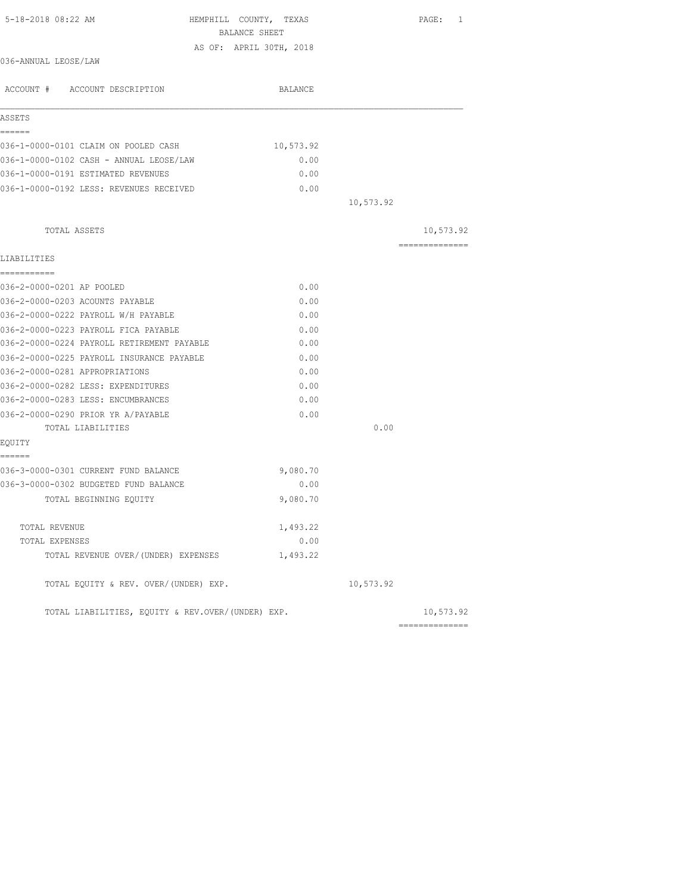5-18-2018 08:22 AM HEMPHILL COUNTY, TEXAS PAGE: 1

BALANCE SHEET

AS OF: APRIL 30TH, 2018

036-ANNUAL LEOSE/LAW

| ACCOUNT # ACCOUNT DESCRIPTION | BALANCE | | |
|---|---|---|---|
| **ASSETS** | | | |
| 036-1-0000-0101 CLAIM ON POOLED CASH | 10,573.92 | | |
| 036-1-0000-0102 CASH - ANNUAL LEOSE/LAW | 0.00 | | |
| 036-1-0000-0191 ESTIMATED REVENUES | 0.00 | | |
| 036-1-0000-0192 LESS: REVENUES RECEIVED | 0.00 | | |
| | | 10,573.92 | |
| TOTAL ASSETS | | | 10,573.92 |
| **LIABILITIES** | | | |
| 036-2-0000-0201 AP POOLED | 0.00 | | |
| 036-2-0000-0203 ACOUNTS PAYABLE | 0.00 | | |
| 036-2-0000-0222 PAYROLL W/H PAYABLE | 0.00 | | |
| 036-2-0000-0223 PAYROLL FICA PAYABLE | 0.00 | | |
| 036-2-0000-0224 PAYROLL RETIREMENT PAYABLE | 0.00 | | |
| 036-2-0000-0225 PAYROLL INSURANCE PAYABLE | 0.00 | | |
| 036-2-0000-0281 APPROPRIATIONS | 0.00 | | |
| 036-2-0000-0282 LESS: EXPENDITURES | 0.00 | | |
| 036-2-0000-0283 LESS: ENCUMBRANCES | 0.00 | | |
| 036-2-0000-0290 PRIOR YR A/PAYABLE | 0.00 | | |
| TOTAL LIABILITIES | | 0.00 | |
| **EQUITY** | | | |
| 036-3-0000-0301 CURRENT FUND BALANCE | 9,080.70 | | |
| 036-3-0000-0302 BUDGETED FUND BALANCE | 0.00 | | |
| TOTAL BEGINNING EQUITY | 9,080.70 | | |
| TOTAL REVENUE | 1,493.22 | | |
| TOTAL EXPENSES | 0.00 | | |
| TOTAL REVENUE OVER/(UNDER) EXPENSES | 1,493.22 | | |
| TOTAL EQUITY & REV. OVER/(UNDER) EXP. | | 10,573.92 | |
| TOTAL LIABILITIES, EQUITY & REV.OVER/(UNDER) EXP. | | | 10,573.92 |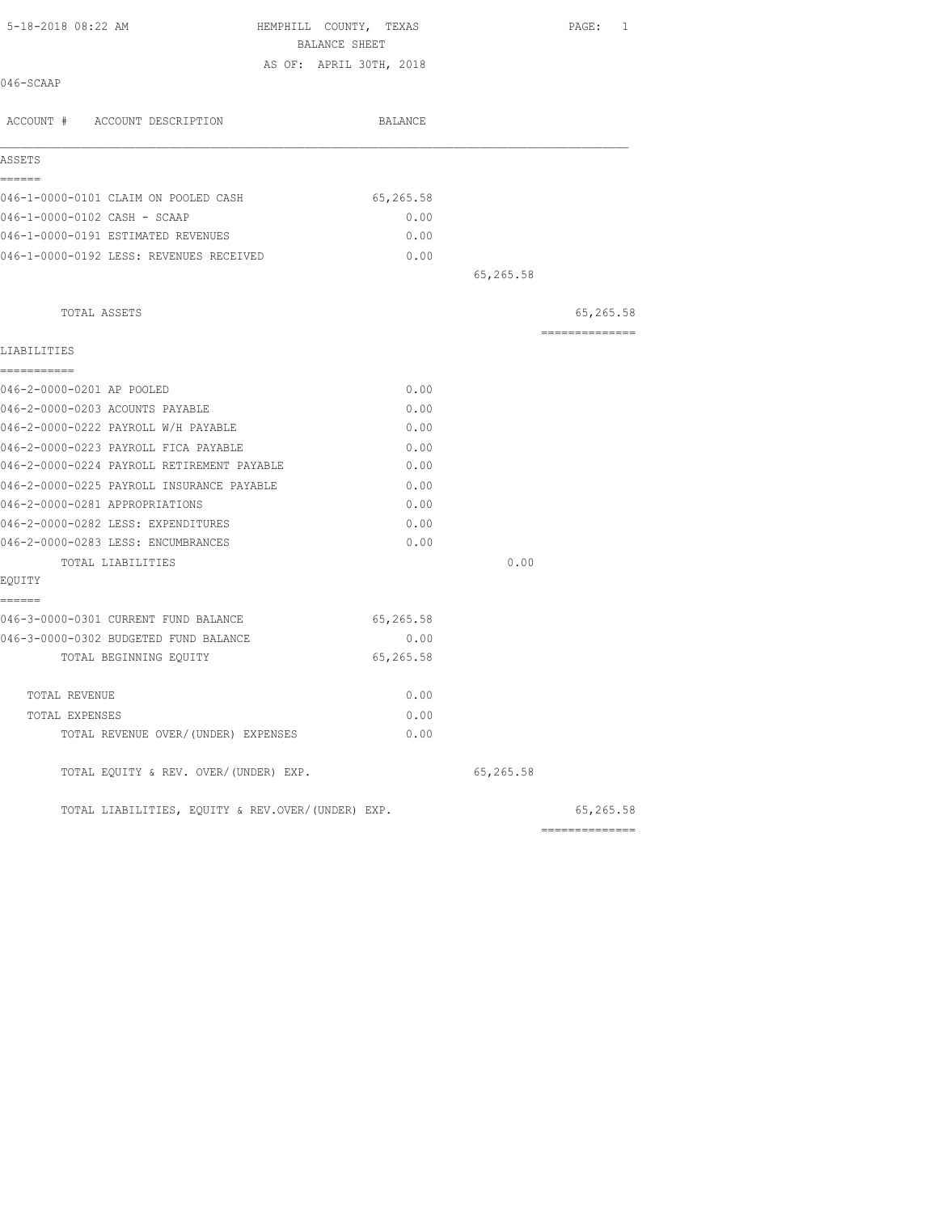5-18-2018 08:22 AM HEMPHILL COUNTY, TEXAS

BALANCE SHEET

AS OF: APRIL 30TH, 2018

046-SCAAP

| ACCOUNT # ACCOUNT DESCRIPTION | BALANCE | | |
|---|---|---|---|
| **ASSETS** | | | |
| 046-1-0000-0101 CLAIM ON POOLED CASH | 65,265.58 | | |
| 046-1-0000-0102 CASH - SCAAP | 0.00 | | |
| 046-1-0000-0191 ESTIMATED REVENUES | 0.00 | | |
| 046-1-0000-0192 LESS: REVENUES RECEIVED | 0.00 | | |
| | | 65,265.58 | |
| TOTAL ASSETS | | | 65,265.58 |
| **LIABILITIES** | | | |
| 046-2-0000-0201 AP POOLED | 0.00 | | |
| 046-2-0000-0203 ACOUNTS PAYABLE | 0.00 | | |
| 046-2-0000-0222 PAYROLL W/H PAYABLE | 0.00 | | |
| 046-2-0000-0223 PAYROLL FICA PAYABLE | 0.00 | | |
| 046-2-0000-0224 PAYROLL RETIREMENT PAYABLE | 0.00 | | |
| 046-2-0000-0225 PAYROLL INSURANCE PAYABLE | 0.00 | | |
| 046-2-0000-0281 APPROPRIATIONS | 0.00 | | |
| 046-2-0000-0282 LESS: EXPENDITURES | 0.00 | | |
| 046-2-0000-0283 LESS: ENCUMBRANCES | 0.00 | | |
| TOTAL LIABILITIES | | 0.00 | |
| **EQUITY** | | | |
| 046-3-0000-0301 CURRENT FUND BALANCE | 65,265.58 | | |
| 046-3-0000-0302 BUDGETED FUND BALANCE | 0.00 | | |
| TOTAL BEGINNING EQUITY | 65,265.58 | | |
| TOTAL REVENUE | 0.00 | | |
| TOTAL EXPENSES | 0.00 | | |
| TOTAL REVENUE OVER/(UNDER) EXPENSES | 0.00 | | |
| TOTAL EQUITY & REV. OVER/(UNDER) EXP. | | 65,265.58 | |
| TOTAL LIABILITIES, EQUITY & REV.OVER/(UNDER) EXP. | | | 65,265.58 |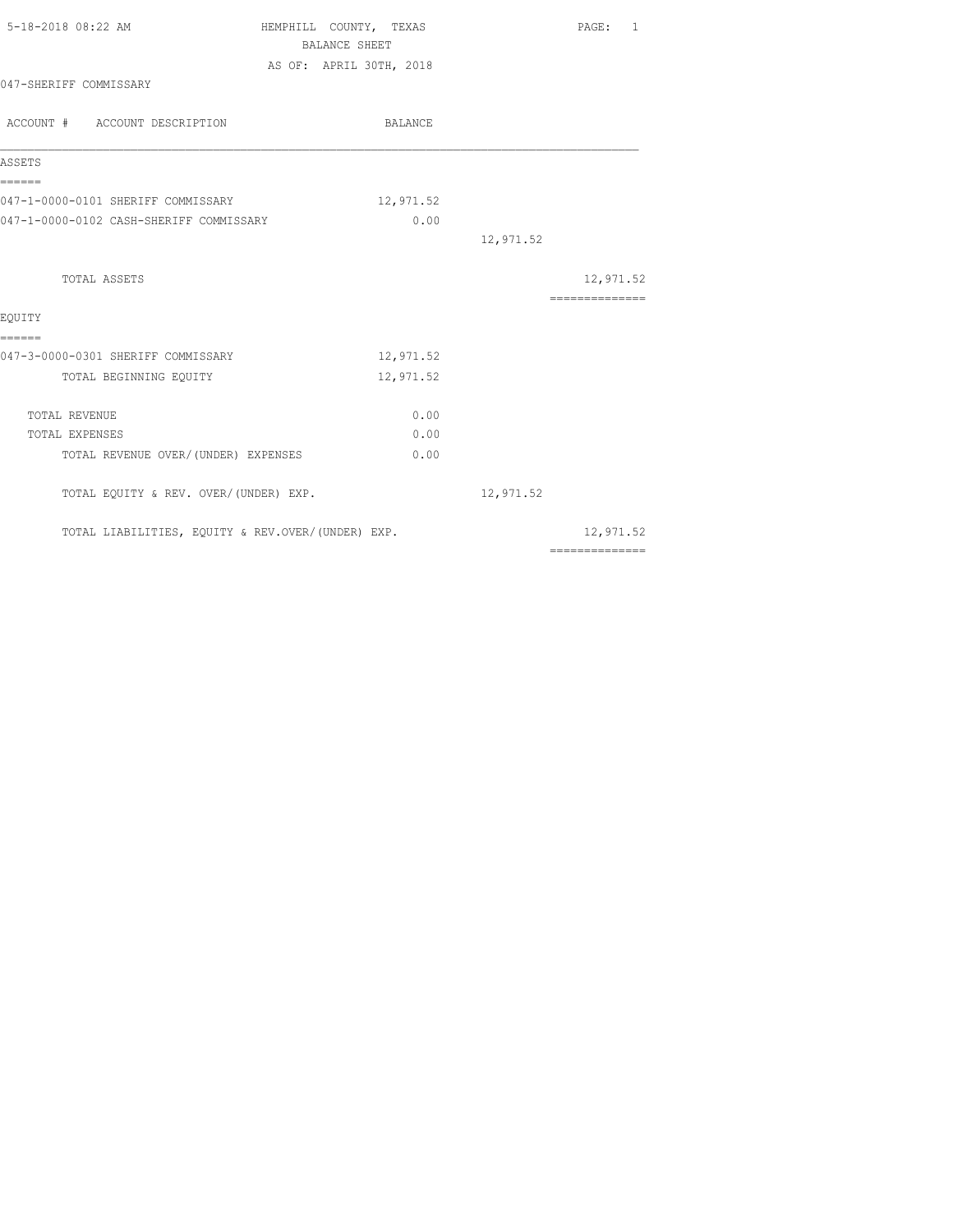5-18-2018 08:22 AM

# HEMPHILL COUNTY, TEXAS

## BALANCE SHEET

AS OF: APRIL 30TH, 2018

047-SHERIFF COMMISSARY

| ACCOUNT # ACCOUNT DESCRIPTION | BALANCE | | |
|---|---|---|---|
| **ASSETS** | | | |
| 047-1-0000-0101 SHERIFF COMMISSARY | 12,971.52 | | |
| 047-1-0000-0102 CASH-SHERIFF COMMISSARY | 0.00 | | |
| | | 12,971.52 | |
| TOTAL ASSETS | | | 12,971.52 |
| **EQUITY** | | | |
| 047-3-0000-0301 SHERIFF COMMISSARY | 12,971.52 | | |
| TOTAL BEGINNING EQUITY | 12,971.52 | | |
| TOTAL REVENUE | 0.00 | | |
| TOTAL EXPENSES | 0.00 | | |
| TOTAL REVENUE OVER/(UNDER) EXPENSES | 0.00 | | |
| TOTAL EQUITY & REV. OVER/(UNDER) EXP. | | 12,971.52 | |
| TOTAL LIABILITIES, EQUITY & REV.OVER/(UNDER) EXP. | | | 12,971.52 |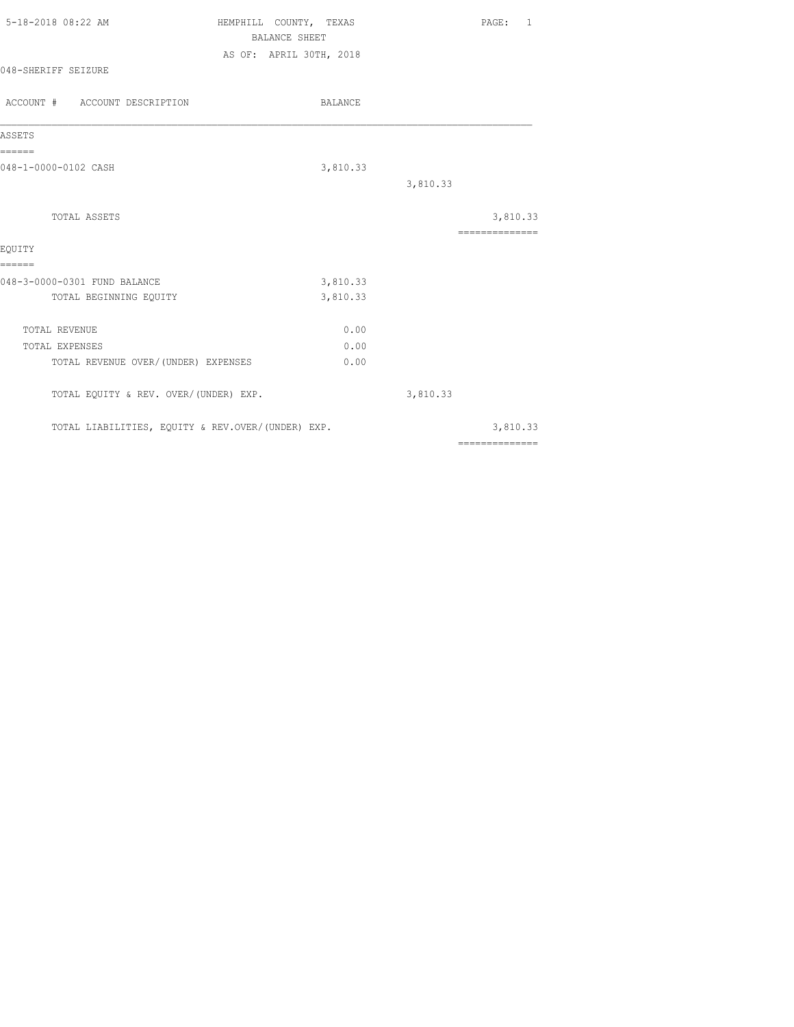HEMPHILL COUNTY, TEXAS
BALANCE SHEET
AS OF: APRIL 30TH, 2018

048-SHERIFF SEIZURE

| ACCOUNT # ACCOUNT DESCRIPTION | BALANCE | | |
|---|---|---|---|
| **ASSETS** | | | |
| 048-1-0000-0102 CASH | 3,810.33 | | |
| | | 3,810.33 | |
| TOTAL ASSETS | | | 3,810.33 |
| **EQUITY** | | | |
| 048-3-0000-0301 FUND BALANCE | 3,810.33 | | |
| TOTAL BEGINNING EQUITY | 3,810.33 | | |
| TOTAL REVENUE | 0.00 | | |
| TOTAL EXPENSES | 0.00 | | |
| TOTAL REVENUE OVER/(UNDER) EXPENSES | 0.00 | | |
| TOTAL EQUITY & REV. OVER/(UNDER) EXP. | | 3,810.33 | |
| TOTAL LIABILITIES, EQUITY & REV.OVER/(UNDER) EXP. | | | 3,810.33 |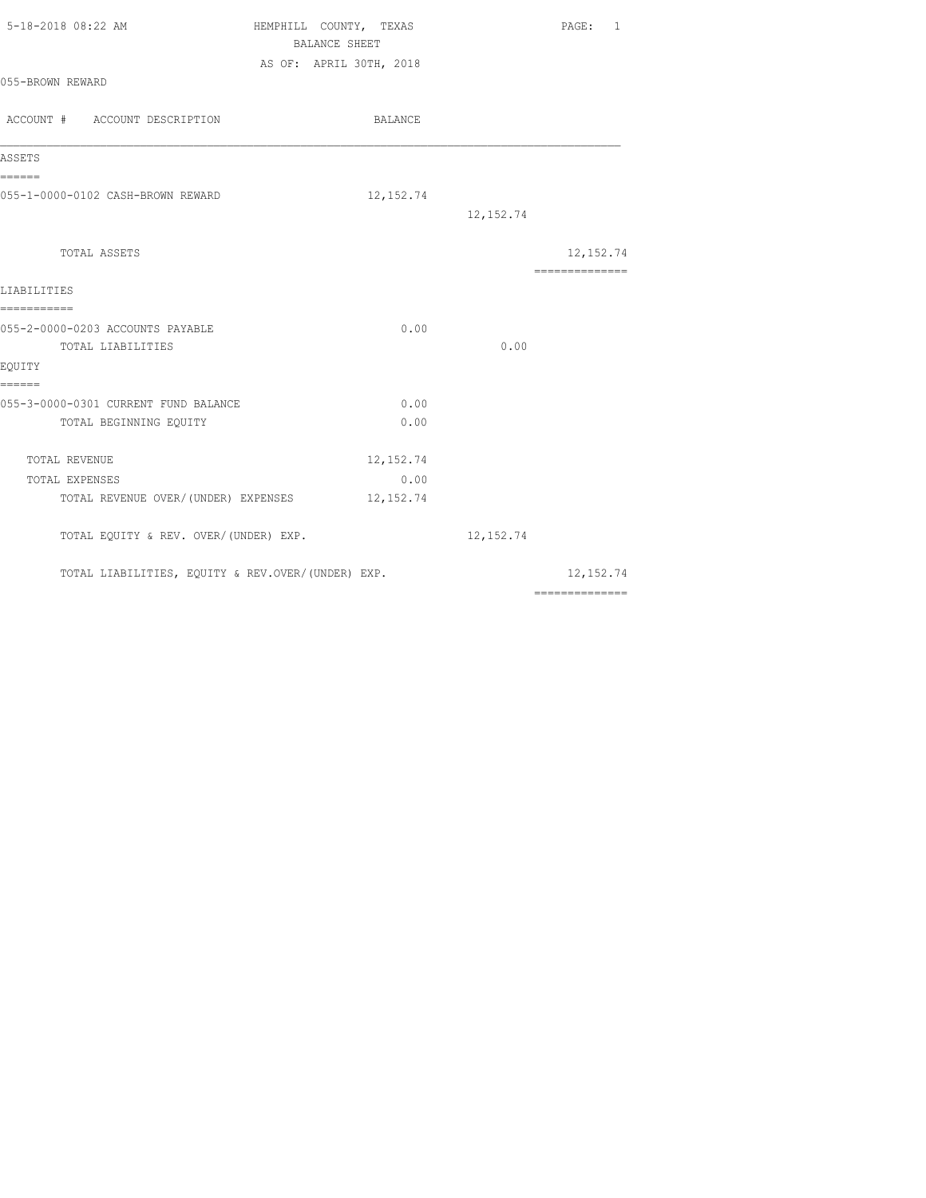5-18-2018 08:22 AM

HEMPHILL COUNTY, TEXAS
BALANCE SHEET
AS OF: APRIL 30TH, 2018

055-BROWN REWARD

| ACCOUNT # ACCOUNT DESCRIPTION | BALANCE | | |
|---|---|---|---|
| **ASSETS** | | | |
| 055-1-0000-0102 CASH-BROWN REWARD | 12,152.74 | | |
| | | 12,152.74 | |
| TOTAL ASSETS | | | 12,152.74 |
| **LIABILITIES** | | | |
| 055-2-0000-0203 ACCOUNTS PAYABLE | 0.00 | | |
| TOTAL LIABILITIES | | 0.00 | |
| **EQUITY** | | | |
| 055-3-0000-0301 CURRENT FUND BALANCE | 0.00 | | |
| TOTAL BEGINNING EQUITY | 0.00 | | |
| TOTAL REVENUE | 12,152.74 | | |
| TOTAL EXPENSES | 0.00 | | |
| TOTAL REVENUE OVER/(UNDER) EXPENSES | 12,152.74 | | |
| TOTAL EQUITY & REV. OVER/(UNDER) EXP. | | 12,152.74 | |
| TOTAL LIABILITIES, EQUITY & REV.OVER/(UNDER) EXP. | | | 12,152.74 |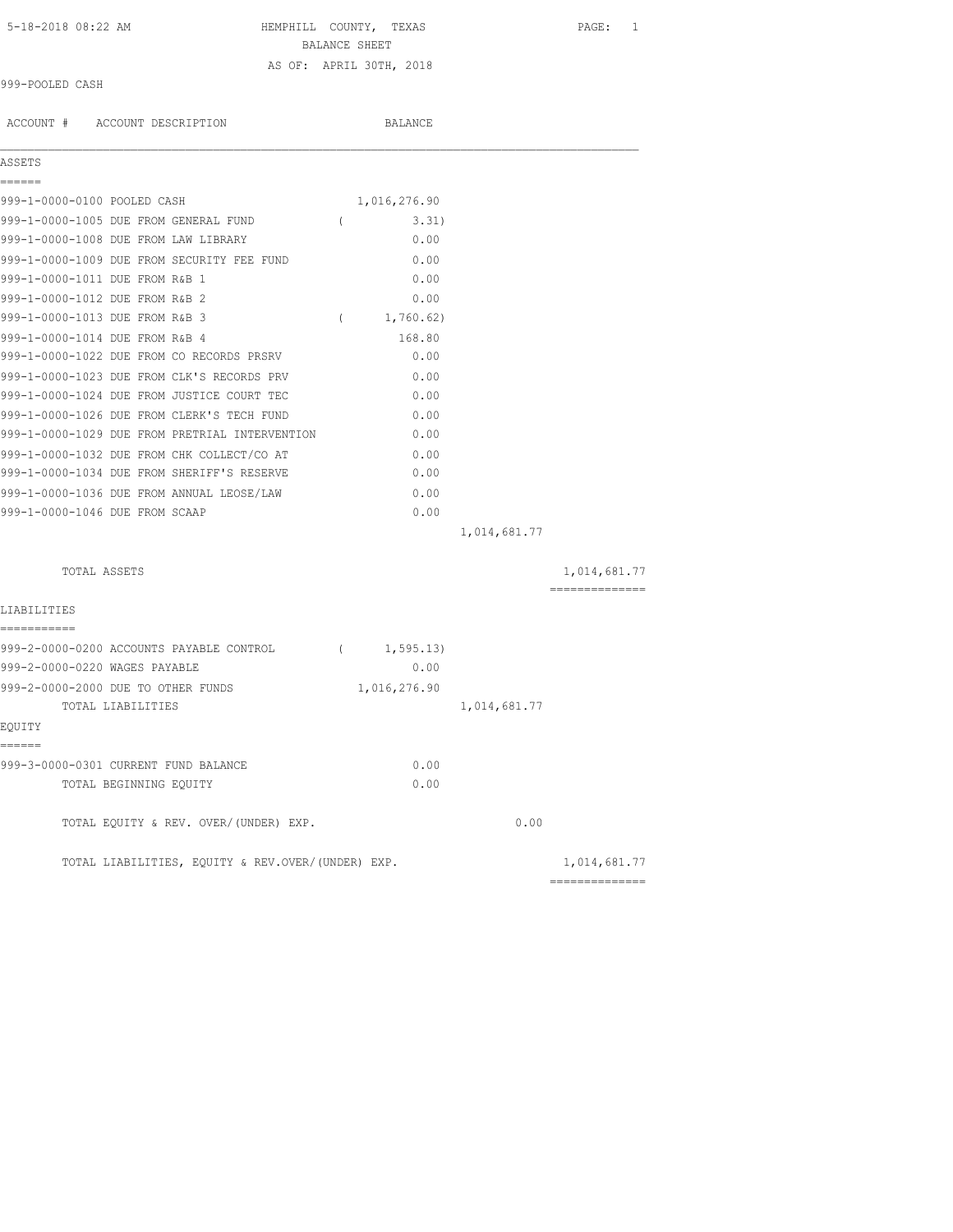5-18-2018 08:22 AM HEMPHILL COUNTY, TEXAS

BALANCE SHEET

AS OF: APRIL 30TH, 2018

999-POOLED CASH

| ACCOUNT # ACCOUNT DESCRIPTION | BALANCE | | |
|---|---|---|---|
| **ASSETS** | | | |
| 999-1-0000-0100 POOLED CASH | 1,016,276.90 | | |
| 999-1-0000-1005 DUE FROM GENERAL FUND | ( 3.31) | | |
| 999-1-0000-1008 DUE FROM LAW LIBRARY | 0.00 | | |
| 999-1-0000-1009 DUE FROM SECURITY FEE FUND | 0.00 | | |
| 999-1-0000-1011 DUE FROM R&B 1 | 0.00 | | |
| 999-1-0000-1012 DUE FROM R&B 2 | 0.00 | | |
| 999-1-0000-1013 DUE FROM R&B 3 | ( 1,760.62) | | |
| 999-1-0000-1014 DUE FROM R&B 4 | 168.80 | | |
| 999-1-0000-1022 DUE FROM CO RECORDS PRSRV | 0.00 | | |
| 999-1-0000-1023 DUE FROM CLK'S RECORDS PRV | 0.00 | | |
| 999-1-0000-1024 DUE FROM JUSTICE COURT TEC | 0.00 | | |
| 999-1-0000-1026 DUE FROM CLERK'S TECH FUND | 0.00 | | |
| 999-1-0000-1029 DUE FROM PRETRIAL INTERVENTION | 0.00 | | |
| 999-1-0000-1032 DUE FROM CHK COLLECT/CO AT | 0.00 | | |
| 999-1-0000-1034 DUE FROM SHERIFF'S RESERVE | 0.00 | | |
| 999-1-0000-1036 DUE FROM ANNUAL LEOSE/LAW | 0.00 | | |
| 999-1-0000-1046 DUE FROM SCAAP | 0.00 | | |
| | | 1,014,681.77 | |
| TOTAL ASSETS | | | 1,014,681.77 |
| **LIABILITIES** | | | |
| 999-2-0000-0200 ACCOUNTS PAYABLE CONTROL | ( 1,595.13) | | |
| 999-2-0000-0220 WAGES PAYABLE | 0.00 | | |
| 999-2-0000-2000 DUE TO OTHER FUNDS | 1,016,276.90 | | |
| TOTAL LIABILITIES | | 1,014,681.77 | |
| **EQUITY** | | | |
| 999-3-0000-0301 CURRENT FUND BALANCE | 0.00 | | |
| TOTAL BEGINNING EQUITY | 0.00 | | |
| TOTAL EQUITY & REV. OVER/(UNDER) EXP. | | 0.00 | |
| TOTAL LIABILITIES, EQUITY & REV.OVER/(UNDER) EXP. | | | 1,014,681.77 |